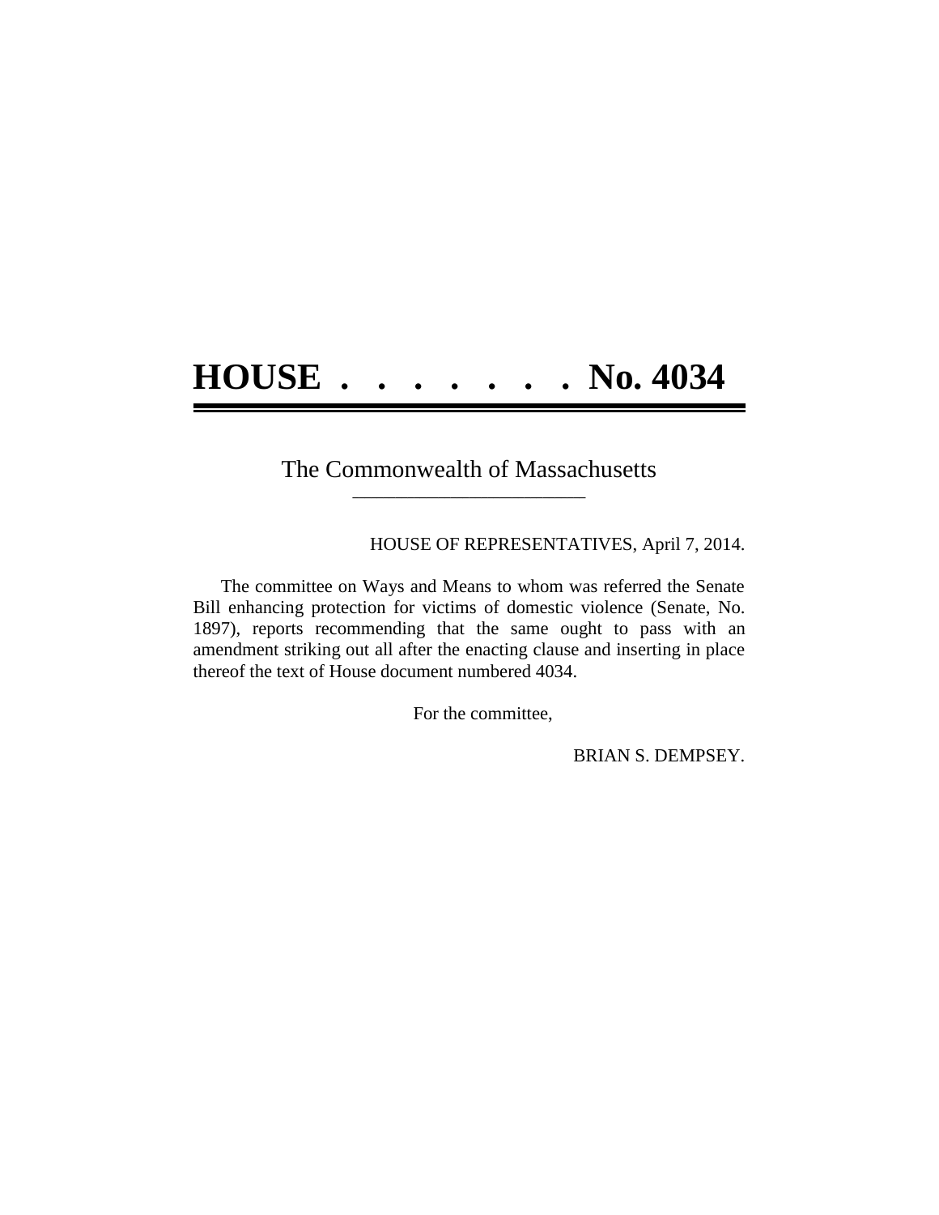# HOUSE . . . . . . . . No. 4034

The Commonwealth of Massachusetts

HOUSE OF REPRESENTATIVES, April 7, 2014.

The committee on Ways and Means to whom was referred the Senate Bill enhancing protection for victims of domestic violence (Senate, No. 1897), reports recommending that the same ought to pass with an amendment striking out all after the enacting clause and inserting in place thereof the text of House document numbered 4034.

For the committee,

BRIAN S. DEMPSEY.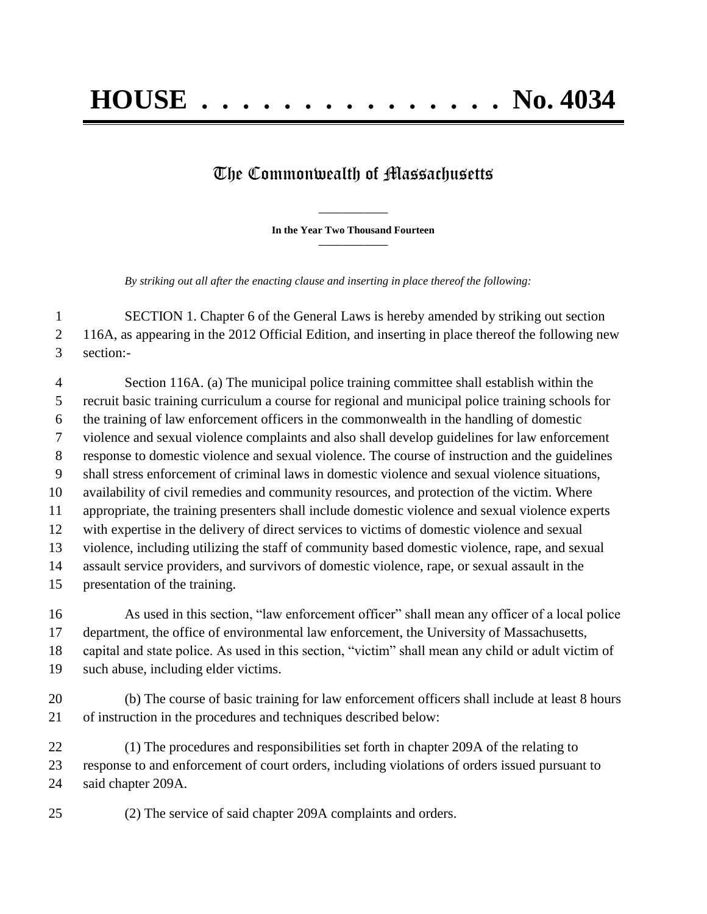# HOUSE . . . . . . . . . . . . . . . No. 4034

## The Commonwealth of Massachusetts

**In the Year Two Thousand Fourteen**

*By striking out all after the enacting clause and inserting in place thereof the following:*

SECTION 1. Chapter 6 of the General Laws is hereby amended by striking out section 116A, as appearing in the 2012 Official Edition, and inserting in place thereof the following new section:-

Section 116A. (a) The municipal police training committee shall establish within the recruit basic training curriculum a course for regional and municipal police training schools for the training of law enforcement officers in the commonwealth in the handling of domestic violence and sexual violence complaints and also shall develop guidelines for law enforcement response to domestic violence and sexual violence. The course of instruction and the guidelines shall stress enforcement of criminal laws in domestic violence and sexual violence situations, availability of civil remedies and community resources, and protection of the victim. Where appropriate, the training presenters shall include domestic violence and sexual violence experts with expertise in the delivery of direct services to victims of domestic violence and sexual violence, including utilizing the staff of community based domestic violence, rape, and sexual assault service providers, and survivors of domestic violence, rape, or sexual assault in the presentation of the training.

As used in this section, "law enforcement officer" shall mean any officer of a local police department, the office of environmental law enforcement, the University of Massachusetts, capital and state police. As used in this section, "victim" shall mean any child or adult victim of such abuse, including elder victims.

(b) The course of basic training for law enforcement officers shall include at least 8 hours of instruction in the procedures and techniques described below:

(1) The procedures and responsibilities set forth in chapter 209A of the relating to response to and enforcement of court orders, including violations of orders issued pursuant to said chapter 209A.

(2) The service of said chapter 209A complaints and orders.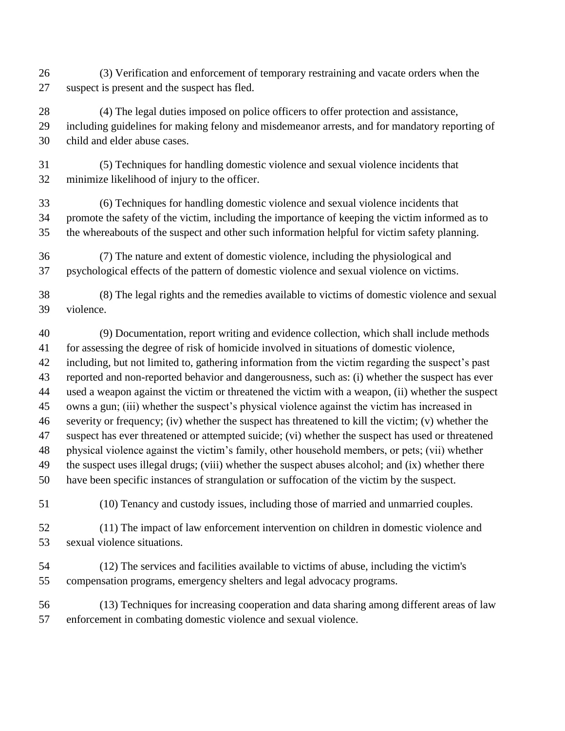(3) Verification and enforcement of temporary restraining and vacate orders when the suspect is present and the suspect has fled.

(4) The legal duties imposed on police officers to offer protection and assistance, including guidelines for making felony and misdemeanor arrests, and for mandatory reporting of child and elder abuse cases.

(5) Techniques for handling domestic violence and sexual violence incidents that minimize likelihood of injury to the officer.

(6) Techniques for handling domestic violence and sexual violence incidents that promote the safety of the victim, including the importance of keeping the victim informed as to the whereabouts of the suspect and other such information helpful for victim safety planning.

(7) The nature and extent of domestic violence, including the physiological and psychological effects of the pattern of domestic violence and sexual violence on victims.

(8) The legal rights and the remedies available to victims of domestic violence and sexual violence.

(9) Documentation, report writing and evidence collection, which shall include methods for assessing the degree of risk of homicide involved in situations of domestic violence, including, but not limited to, gathering information from the victim regarding the suspect's past reported and non-reported behavior and dangerousness, such as: (i) whether the suspect has ever used a weapon against the victim or threatened the victim with a weapon, (ii) whether the suspect owns a gun; (iii) whether the suspect's physical violence against the victim has increased in severity or frequency; (iv) whether the suspect has threatened to kill the victim; (v) whether the suspect has ever threatened or attempted suicide; (vi) whether the suspect has used or threatened physical violence against the victim's family, other household members, or pets; (vii) whether the suspect uses illegal drugs; (viii) whether the suspect abuses alcohol; and (ix) whether there have been specific instances of strangulation or suffocation of the victim by the suspect.

(10) Tenancy and custody issues, including those of married and unmarried couples.

(11) The impact of law enforcement intervention on children in domestic violence and sexual violence situations.

(12) The services and facilities available to victims of abuse, including the victim's compensation programs, emergency shelters and legal advocacy programs.

(13) Techniques for increasing cooperation and data sharing among different areas of law enforcement in combating domestic violence and sexual violence.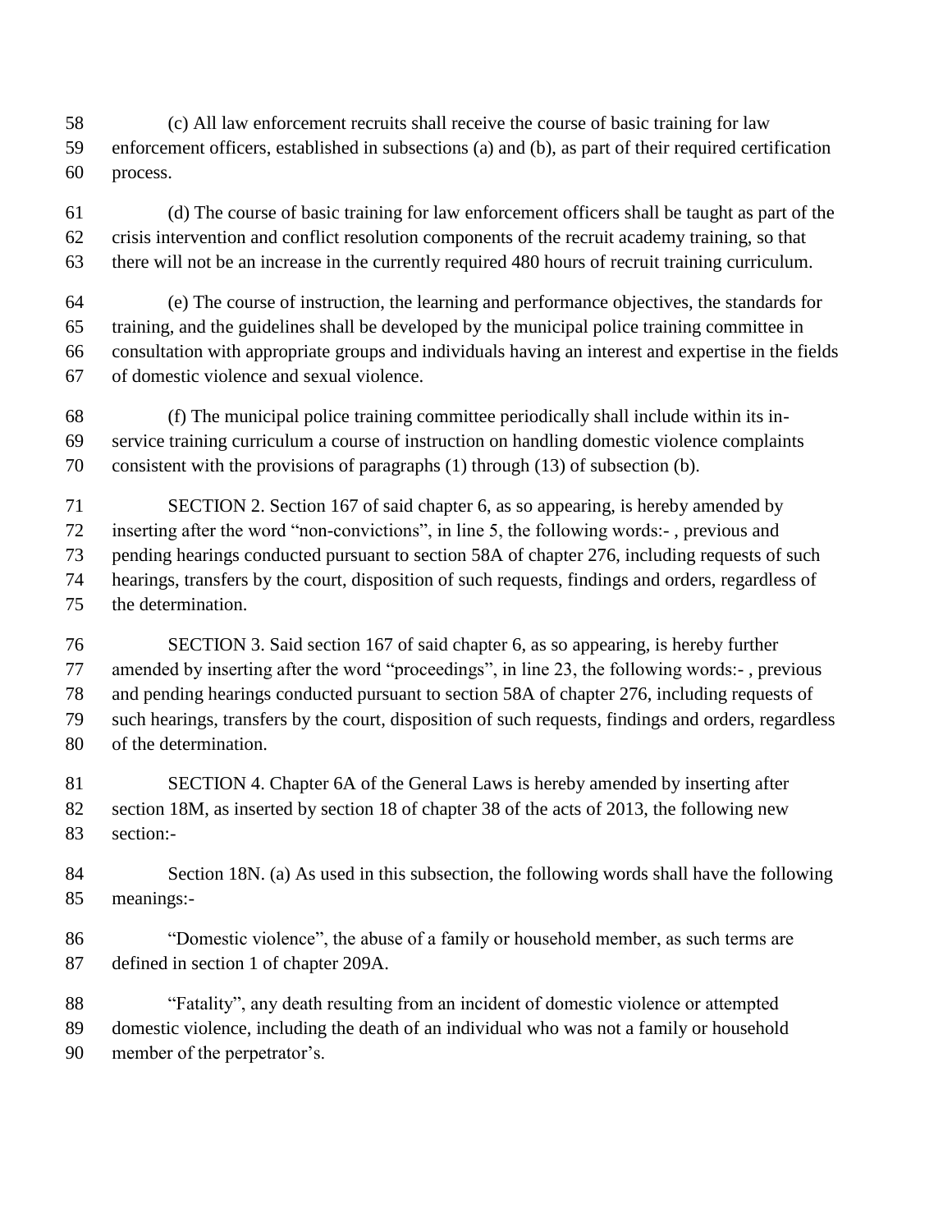(c) All law enforcement recruits shall receive the course of basic training for law enforcement officers, established in subsections (a) and (b), as part of their required certification process.

(d) The course of basic training for law enforcement officers shall be taught as part of the crisis intervention and conflict resolution components of the recruit academy training, so that there will not be an increase in the currently required 480 hours of recruit training curriculum.

(e) The course of instruction, the learning and performance objectives, the standards for training, and the guidelines shall be developed by the municipal police training committee in consultation with appropriate groups and individuals having an interest and expertise in the fields of domestic violence and sexual violence.

(f) The municipal police training committee periodically shall include within its in-service training curriculum a course of instruction on handling domestic violence complaints consistent with the provisions of paragraphs (1) through (13) of subsection (b).

SECTION 2. Section 167 of said chapter 6, as so appearing, is hereby amended by inserting after the word "non-convictions", in line 5, the following words:- , previous and pending hearings conducted pursuant to section 58A of chapter 276, including requests of such hearings, transfers by the court, disposition of such requests, findings and orders, regardless of the determination.

SECTION 3. Said section 167 of said chapter 6, as so appearing, is hereby further amended by inserting after the word "proceedings", in line 23, the following words:- , previous and pending hearings conducted pursuant to section 58A of chapter 276, including requests of such hearings, transfers by the court, disposition of such requests, findings and orders, regardless of the determination.

SECTION 4. Chapter 6A of the General Laws is hereby amended by inserting after section 18M, as inserted by section 18 of chapter 38 of the acts of 2013, the following new section:-

Section 18N. (a) As used in this subsection, the following words shall have the following meanings:-

"Domestic violence", the abuse of a family or household member, as such terms are defined in section 1 of chapter 209A.

"Fatality", any death resulting from an incident of domestic violence or attempted domestic violence, including the death of an individual who was not a family or household member of the perpetrator's.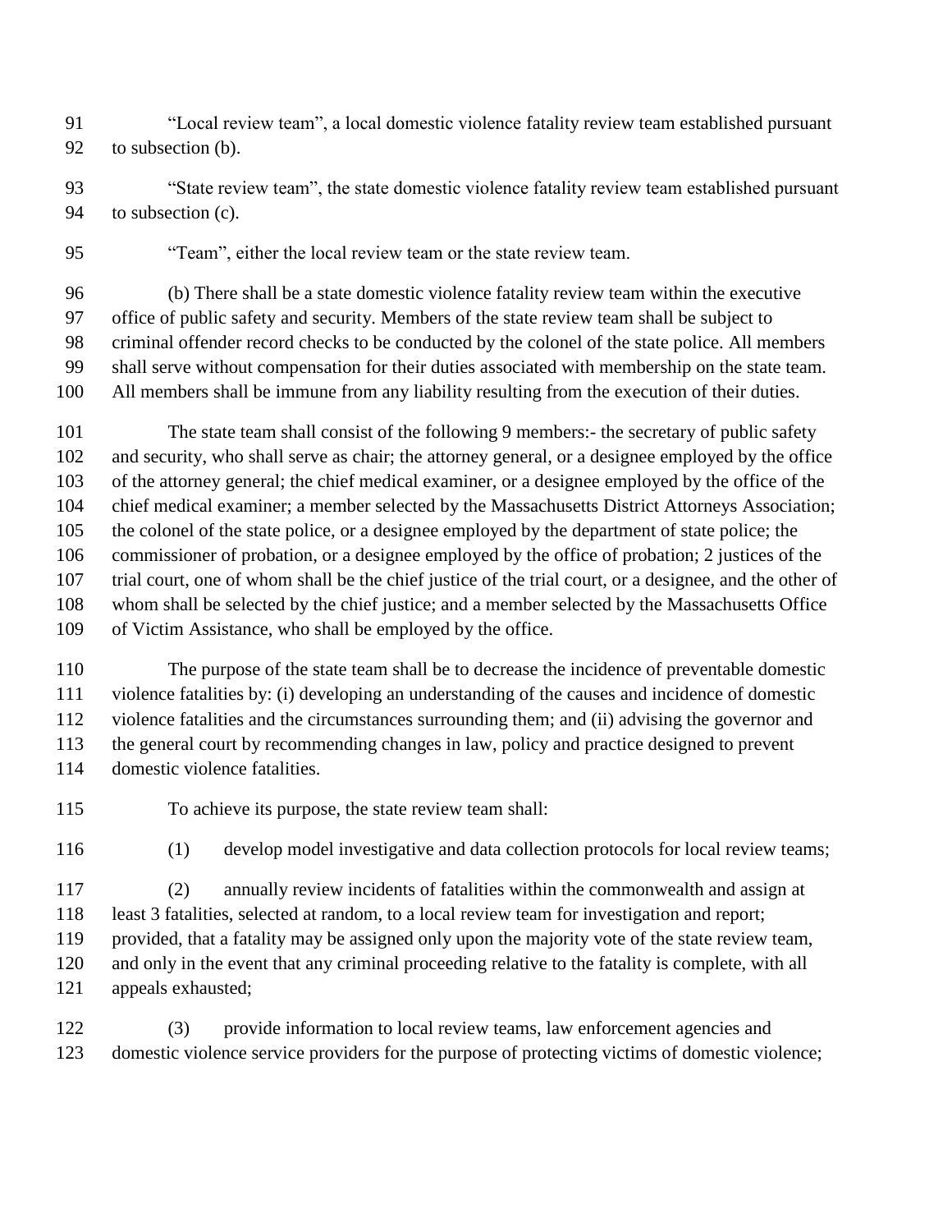"Local review team", a local domestic violence fatality review team established pursuant to subsection (b).

"State review team", the state domestic violence fatality review team established pursuant to subsection (c).

"Team", either the local review team or the state review team.

(b) There shall be a state domestic violence fatality review team within the executive office of public safety and security. Members of the state review team shall be subject to criminal offender record checks to be conducted by the colonel of the state police. All members shall serve without compensation for their duties associated with membership on the state team. All members shall be immune from any liability resulting from the execution of their duties.

The state team shall consist of the following 9 members:- the secretary of public safety and security, who shall serve as chair; the attorney general, or a designee employed by the office of the attorney general; the chief medical examiner, or a designee employed by the office of the chief medical examiner; a member selected by the Massachusetts District Attorneys Association; the colonel of the state police, or a designee employed by the department of state police; the commissioner of probation, or a designee employed by the office of probation; 2 justices of the trial court, one of whom shall be the chief justice of the trial court, or a designee, and the other of whom shall be selected by the chief justice; and a member selected by the Massachusetts Office of Victim Assistance, who shall be employed by the office.

The purpose of the state team shall be to decrease the incidence of preventable domestic violence fatalities by: (i) developing an understanding of the causes and incidence of domestic violence fatalities and the circumstances surrounding them; and (ii) advising the governor and the general court by recommending changes in law, policy and practice designed to prevent domestic violence fatalities.

To achieve its purpose, the state review team shall:

(1) develop model investigative and data collection protocols for local review teams;

(2) annually review incidents of fatalities within the commonwealth and assign at least 3 fatalities, selected at random, to a local review team for investigation and report; provided, that a fatality may be assigned only upon the majority vote of the state review team, and only in the event that any criminal proceeding relative to the fatality is complete, with all appeals exhausted;

(3) provide information to local review teams, law enforcement agencies and domestic violence service providers for the purpose of protecting victims of domestic violence;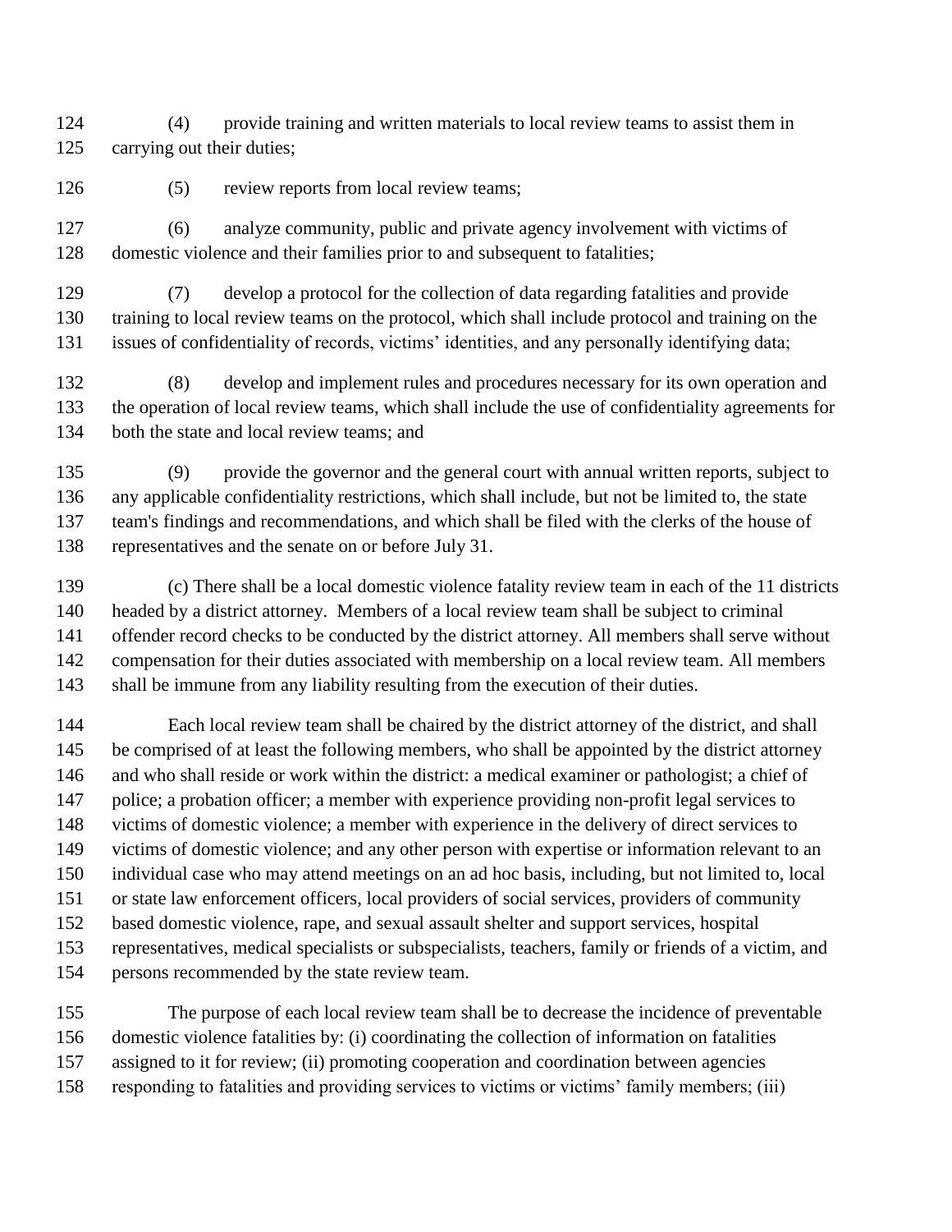(4) provide training and written materials to local review teams to assist them in carrying out their duties;

(5) review reports from local review teams;

(6) analyze community, public and private agency involvement with victims of domestic violence and their families prior to and subsequent to fatalities;

(7) develop a protocol for the collection of data regarding fatalities and provide training to local review teams on the protocol, which shall include protocol and training on the issues of confidentiality of records, victims' identities, and any personally identifying data;

(8) develop and implement rules and procedures necessary for its own operation and the operation of local review teams, which shall include the use of confidentiality agreements for both the state and local review teams; and

(9) provide the governor and the general court with annual written reports, subject to any applicable confidentiality restrictions, which shall include, but not be limited to, the state team's findings and recommendations, and which shall be filed with the clerks of the house of representatives and the senate on or before July 31.

(c) There shall be a local domestic violence fatality review team in each of the 11 districts headed by a district attorney. Members of a local review team shall be subject to criminal offender record checks to be conducted by the district attorney. All members shall serve without compensation for their duties associated with membership on a local review team. All members shall be immune from any liability resulting from the execution of their duties.

Each local review team shall be chaired by the district attorney of the district, and shall be comprised of at least the following members, who shall be appointed by the district attorney and who shall reside or work within the district: a medical examiner or pathologist; a chief of police; a probation officer; a member with experience providing non-profit legal services to victims of domestic violence; a member with experience in the delivery of direct services to victims of domestic violence; and any other person with expertise or information relevant to an individual case who may attend meetings on an ad hoc basis, including, but not limited to, local or state law enforcement officers, local providers of social services, providers of community based domestic violence, rape, and sexual assault shelter and support services, hospital representatives, medical specialists or subspecialists, teachers, family or friends of a victim, and persons recommended by the state review team.

The purpose of each local review team shall be to decrease the incidence of preventable domestic violence fatalities by: (i) coordinating the collection of information on fatalities assigned to it for review; (ii) promoting cooperation and coordination between agencies responding to fatalities and providing services to victims or victims' family members; (iii)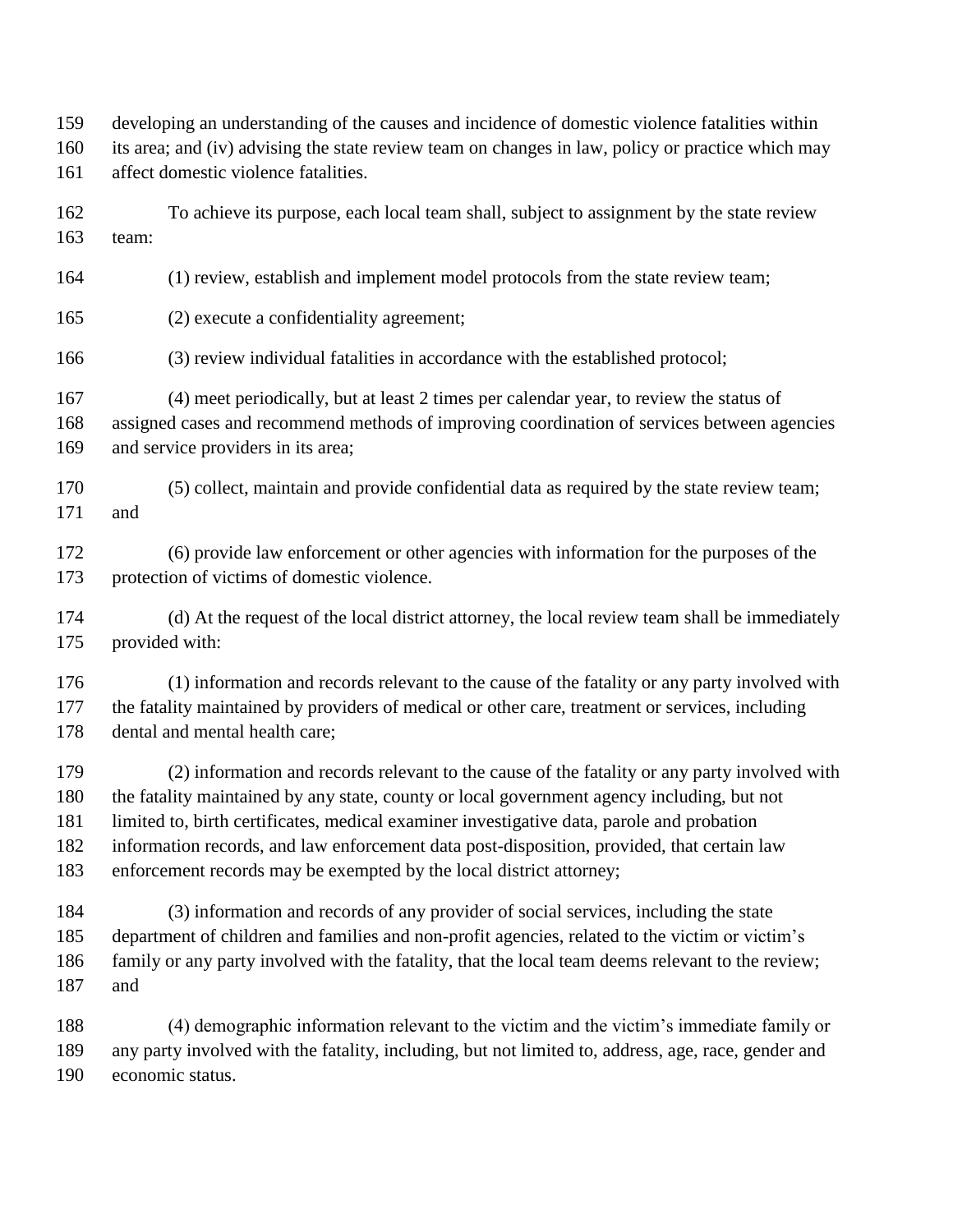developing an understanding of the causes and incidence of domestic violence fatalities within its area; and (iv) advising the state review team on changes in law, policy or practice which may affect domestic violence fatalities.

To achieve its purpose, each local team shall, subject to assignment by the state review team:

(1) review, establish and implement model protocols from the state review team;

(2) execute a confidentiality agreement;

(3) review individual fatalities in accordance with the established protocol;

(4) meet periodically, but at least 2 times per calendar year, to review the status of assigned cases and recommend methods of improving coordination of services between agencies and service providers in its area;

(5) collect, maintain and provide confidential data as required by the state review team; and

(6) provide law enforcement or other agencies with information for the purposes of the protection of victims of domestic violence.

(d) At the request of the local district attorney, the local review team shall be immediately provided with:

(1) information and records relevant to the cause of the fatality or any party involved with the fatality maintained by providers of medical or other care, treatment or services, including dental and mental health care;

(2) information and records relevant to the cause of the fatality or any party involved with the fatality maintained by any state, county or local government agency including, but not limited to, birth certificates, medical examiner investigative data, parole and probation information records, and law enforcement data post-disposition, provided, that certain law enforcement records may be exempted by the local district attorney;

(3) information and records of any provider of social services, including the state department of children and families and non-profit agencies, related to the victim or victim's family or any party involved with the fatality, that the local team deems relevant to the review; and

(4) demographic information relevant to the victim and the victim's immediate family or any party involved with the fatality, including, but not limited to, address, age, race, gender and economic status.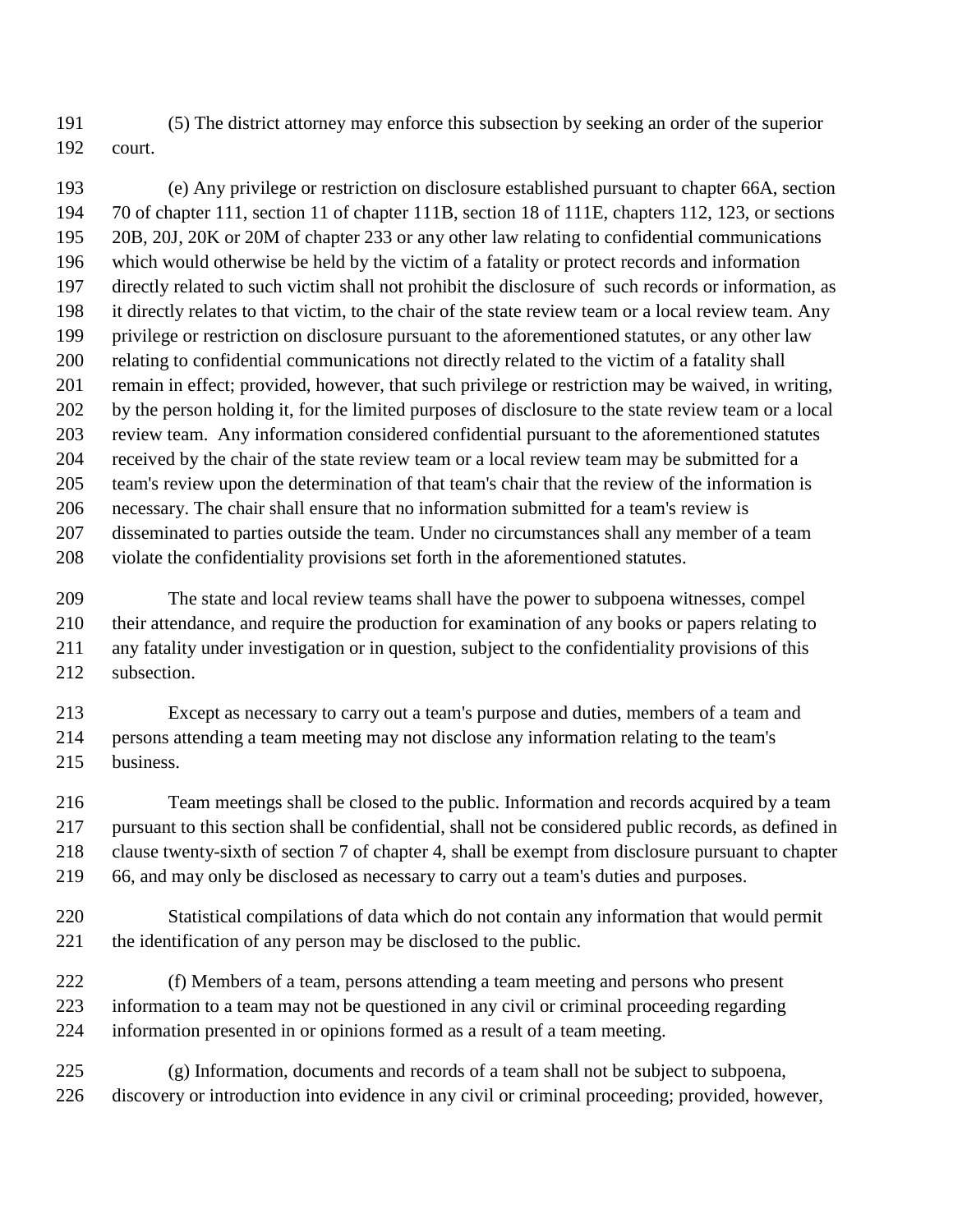(5) The district attorney may enforce this subsection by seeking an order of the superior court.

(e) Any privilege or restriction on disclosure established pursuant to chapter 66A, section 70 of chapter 111, section 11 of chapter 111B, section 18 of 111E, chapters 112, 123, or sections 20B, 20J, 20K or 20M of chapter 233 or any other law relating to confidential communications which would otherwise be held by the victim of a fatality or protect records and information directly related to such victim shall not prohibit the disclosure of such records or information, as it directly relates to that victim, to the chair of the state review team or a local review team. Any privilege or restriction on disclosure pursuant to the aforementioned statutes, or any other law relating to confidential communications not directly related to the victim of a fatality shall remain in effect; provided, however, that such privilege or restriction may be waived, in writing, by the person holding it, for the limited purposes of disclosure to the state review team or a local review team. Any information considered confidential pursuant to the aforementioned statutes received by the chair of the state review team or a local review team may be submitted for a team's review upon the determination of that team's chair that the review of the information is necessary. The chair shall ensure that no information submitted for a team's review is disseminated to parties outside the team. Under no circumstances shall any member of a team violate the confidentiality provisions set forth in the aforementioned statutes.

The state and local review teams shall have the power to subpoena witnesses, compel their attendance, and require the production for examination of any books or papers relating to any fatality under investigation or in question, subject to the confidentiality provisions of this subsection.

Except as necessary to carry out a team's purpose and duties, members of a team and persons attending a team meeting may not disclose any information relating to the team's business.

Team meetings shall be closed to the public. Information and records acquired by a team pursuant to this section shall be confidential, shall not be considered public records, as defined in clause twenty-sixth of section 7 of chapter 4, shall be exempt from disclosure pursuant to chapter 66, and may only be disclosed as necessary to carry out a team's duties and purposes.

Statistical compilations of data which do not contain any information that would permit the identification of any person may be disclosed to the public.

(f) Members of a team, persons attending a team meeting and persons who present information to a team may not be questioned in any civil or criminal proceeding regarding information presented in or opinions formed as a result of a team meeting.

(g) Information, documents and records of a team shall not be subject to subpoena, discovery or introduction into evidence in any civil or criminal proceeding; provided, however,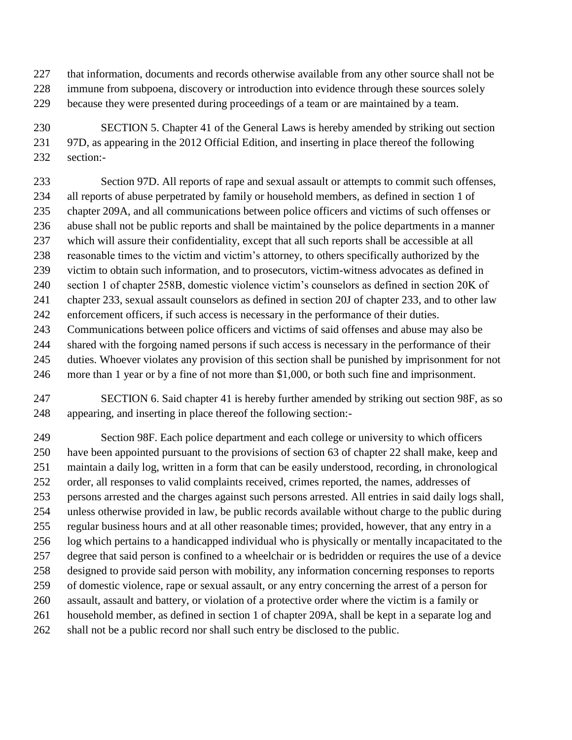that information, documents and records otherwise available from any other source shall not be immune from subpoena, discovery or introduction into evidence through these sources solely because they were presented during proceedings of a team or are maintained by a team.

SECTION 5. Chapter 41 of the General Laws is hereby amended by striking out section 97D, as appearing in the 2012 Official Edition, and inserting in place thereof the following section:-

Section 97D. All reports of rape and sexual assault or attempts to commit such offenses, all reports of abuse perpetrated by family or household members, as defined in section 1 of chapter 209A, and all communications between police officers and victims of such offenses or abuse shall not be public reports and shall be maintained by the police departments in a manner which will assure their confidentiality, except that all such reports shall be accessible at all reasonable times to the victim and victim's attorney, to others specifically authorized by the victim to obtain such information, and to prosecutors, victim-witness advocates as defined in section 1 of chapter 258B, domestic violence victim's counselors as defined in section 20K of chapter 233, sexual assault counselors as defined in section 20J of chapter 233, and to other law enforcement officers, if such access is necessary in the performance of their duties. Communications between police officers and victims of said offenses and abuse may also be shared with the forgoing named persons if such access is necessary in the performance of their duties. Whoever violates any provision of this section shall be punished by imprisonment for not more than 1 year or by a fine of not more than $1,000, or both such fine and imprisonment.

SECTION 6. Said chapter 41 is hereby further amended by striking out section 98F, as so appearing, and inserting in place thereof the following section:-

Section 98F. Each police department and each college or university to which officers have been appointed pursuant to the provisions of section 63 of chapter 22 shall make, keep and maintain a daily log, written in a form that can be easily understood, recording, in chronological order, all responses to valid complaints received, crimes reported, the names, addresses of persons arrested and the charges against such persons arrested. All entries in said daily logs shall, unless otherwise provided in law, be public records available without charge to the public during regular business hours and at all other reasonable times; provided, however, that any entry in a log which pertains to a handicapped individual who is physically or mentally incapacitated to the degree that said person is confined to a wheelchair or is bedridden or requires the use of a device designed to provide said person with mobility, any information concerning responses to reports of domestic violence, rape or sexual assault, or any entry concerning the arrest of a person for assault, assault and battery, or violation of a protective order where the victim is a family or household member, as defined in section 1 of chapter 209A, shall be kept in a separate log and shall not be a public record nor shall such entry be disclosed to the public.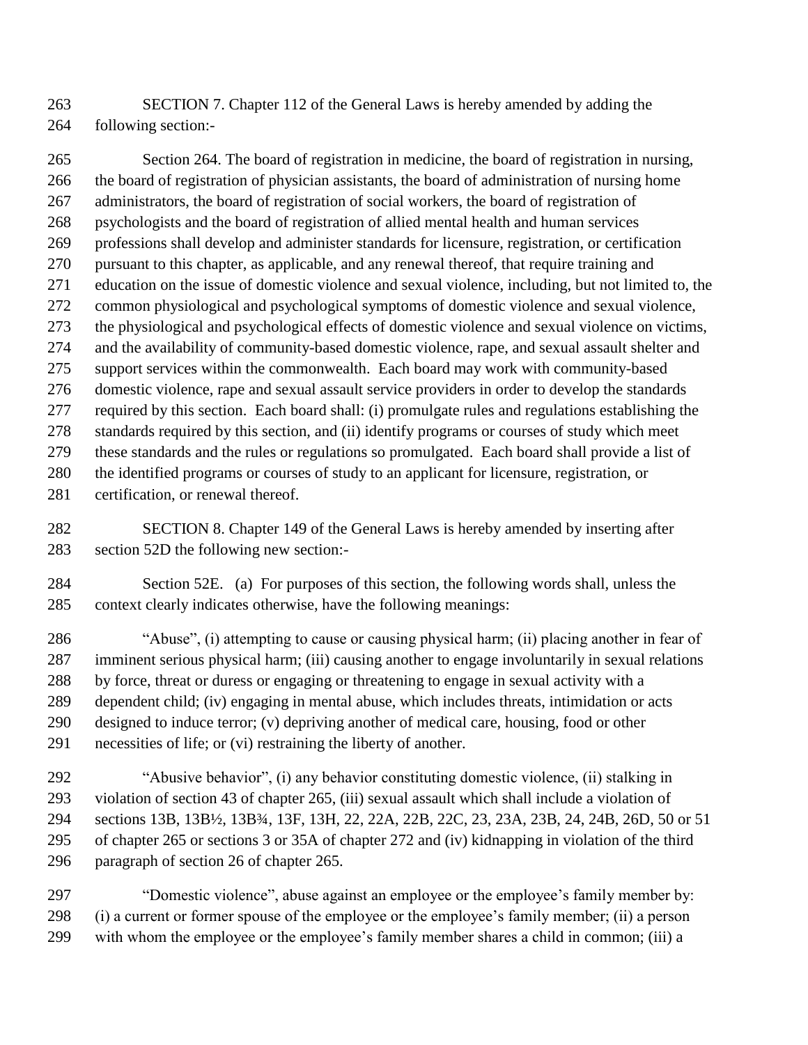SECTION 7. Chapter 112 of the General Laws is hereby amended by adding the following section:-

Section 264. The board of registration in medicine, the board of registration in nursing, the board of registration of physician assistants, the board of administration of nursing home administrators, the board of registration of social workers, the board of registration of psychologists and the board of registration of allied mental health and human services professions shall develop and administer standards for licensure, registration, or certification pursuant to this chapter, as applicable, and any renewal thereof, that require training and education on the issue of domestic violence and sexual violence, including, but not limited to, the common physiological and psychological symptoms of domestic violence and sexual violence, the physiological and psychological effects of domestic violence and sexual violence on victims, and the availability of community-based domestic violence, rape, and sexual assault shelter and support services within the commonwealth. Each board may work with community-based domestic violence, rape and sexual assault service providers in order to develop the standards required by this section. Each board shall: (i) promulgate rules and regulations establishing the standards required by this section, and (ii) identify programs or courses of study which meet these standards and the rules or regulations so promulgated. Each board shall provide a list of the identified programs or courses of study to an applicant for licensure, registration, or certification, or renewal thereof.

SECTION 8. Chapter 149 of the General Laws is hereby amended by inserting after section 52D the following new section:-

Section 52E. (a) For purposes of this section, the following words shall, unless the context clearly indicates otherwise, have the following meanings:

"Abuse", (i) attempting to cause or causing physical harm; (ii) placing another in fear of imminent serious physical harm; (iii) causing another to engage involuntarily in sexual relations by force, threat or duress or engaging or threatening to engage in sexual activity with a dependent child; (iv) engaging in mental abuse, which includes threats, intimidation or acts designed to induce terror; (v) depriving another of medical care, housing, food or other necessities of life; or (vi) restraining the liberty of another.

"Abusive behavior", (i) any behavior constituting domestic violence, (ii) stalking in violation of section 43 of chapter 265, (iii) sexual assault which shall include a violation of sections 13B, 13B½, 13B¾, 13F, 13H, 22, 22A, 22B, 22C, 23, 23A, 23B, 24, 24B, 26D, 50 or 51 of chapter 265 or sections 3 or 35A of chapter 272 and (iv) kidnapping in violation of the third paragraph of section 26 of chapter 265.

"Domestic violence", abuse against an employee or the employee's family member by: (i) a current or former spouse of the employee or the employee's family member; (ii) a person with whom the employee or the employee's family member shares a child in common; (iii) a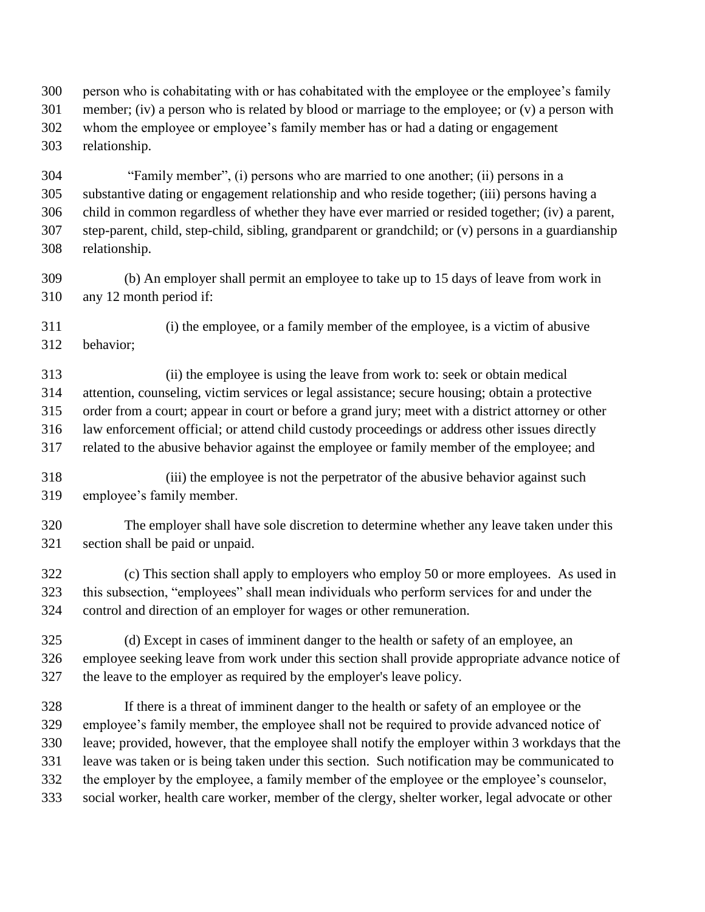person who is cohabitating with or has cohabitated with the employee or the employee's family member; (iv) a person who is related by blood or marriage to the employee; or (v) a person with whom the employee or employee's family member has or had a dating or engagement relationship.

"Family member", (i) persons who are married to one another; (ii) persons in a substantive dating or engagement relationship and who reside together; (iii) persons having a child in common regardless of whether they have ever married or resided together; (iv) a parent, step-parent, child, step-child, sibling, grandparent or grandchild; or (v) persons in a guardianship relationship.

(b) An employer shall permit an employee to take up to 15 days of leave from work in any 12 month period if:

(i) the employee, or a family member of the employee, is a victim of abusive behavior;

(ii) the employee is using the leave from work to: seek or obtain medical attention, counseling, victim services or legal assistance; secure housing; obtain a protective order from a court; appear in court or before a grand jury; meet with a district attorney or other law enforcement official; or attend child custody proceedings or address other issues directly related to the abusive behavior against the employee or family member of the employee; and

(iii) the employee is not the perpetrator of the abusive behavior against such employee's family member.

The employer shall have sole discretion to determine whether any leave taken under this section shall be paid or unpaid.

(c) This section shall apply to employers who employ 50 or more employees. As used in this subsection, "employees" shall mean individuals who perform services for and under the control and direction of an employer for wages or other remuneration.

(d) Except in cases of imminent danger to the health or safety of an employee, an employee seeking leave from work under this section shall provide appropriate advance notice of the leave to the employer as required by the employer's leave policy.

If there is a threat of imminent danger to the health or safety of an employee or the employee's family member, the employee shall not be required to provide advanced notice of leave; provided, however, that the employee shall notify the employer within 3 workdays that the leave was taken or is being taken under this section. Such notification may be communicated to the employer by the employee, a family member of the employee or the employee's counselor, social worker, health care worker, member of the clergy, shelter worker, legal advocate or other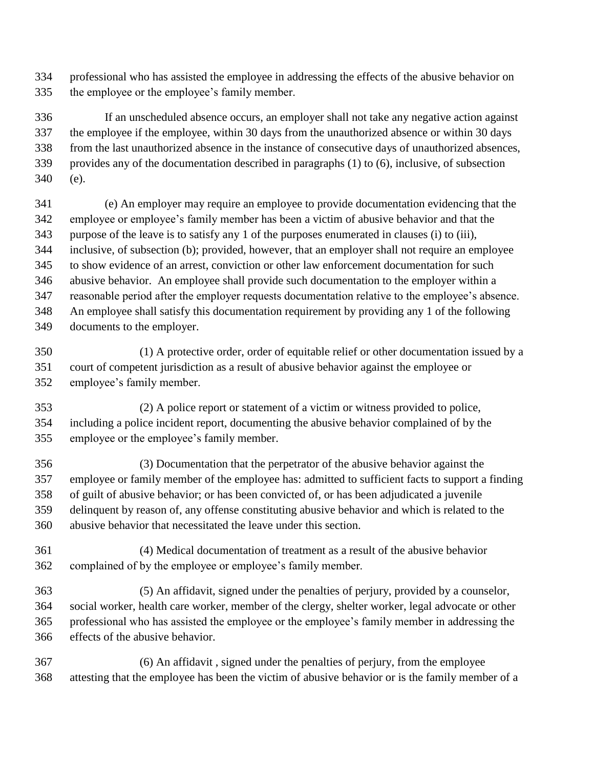professional who has assisted the employee in addressing the effects of the abusive behavior on the employee or the employee's family member.

If an unscheduled absence occurs, an employer shall not take any negative action against the employee if the employee, within 30 days from the unauthorized absence or within 30 days from the last unauthorized absence in the instance of consecutive days of unauthorized absences, provides any of the documentation described in paragraphs (1) to (6), inclusive, of subsection (e).

(e) An employer may require an employee to provide documentation evidencing that the employee or employee's family member has been a victim of abusive behavior and that the purpose of the leave is to satisfy any 1 of the purposes enumerated in clauses (i) to (iii), inclusive, of subsection (b); provided, however, that an employer shall not require an employee to show evidence of an arrest, conviction or other law enforcement documentation for such abusive behavior. An employee shall provide such documentation to the employer within a reasonable period after the employer requests documentation relative to the employee's absence. An employee shall satisfy this documentation requirement by providing any 1 of the following documents to the employer.

(1) A protective order, order of equitable relief or other documentation issued by a court of competent jurisdiction as a result of abusive behavior against the employee or employee's family member.

(2) A police report or statement of a victim or witness provided to police, including a police incident report, documenting the abusive behavior complained of by the employee or the employee's family member.

(3) Documentation that the perpetrator of the abusive behavior against the employee or family member of the employee has: admitted to sufficient facts to support a finding of guilt of abusive behavior; or has been convicted of, or has been adjudicated a juvenile delinquent by reason of, any offense constituting abusive behavior and which is related to the abusive behavior that necessitated the leave under this section.

(4) Medical documentation of treatment as a result of the abusive behavior complained of by the employee or employee's family member.

(5) An affidavit, signed under the penalties of perjury, provided by a counselor, social worker, health care worker, member of the clergy, shelter worker, legal advocate or other professional who has assisted the employee or the employee's family member in addressing the effects of the abusive behavior.

(6) An affidavit , signed under the penalties of perjury, from the employee attesting that the employee has been the victim of abusive behavior or is the family member of a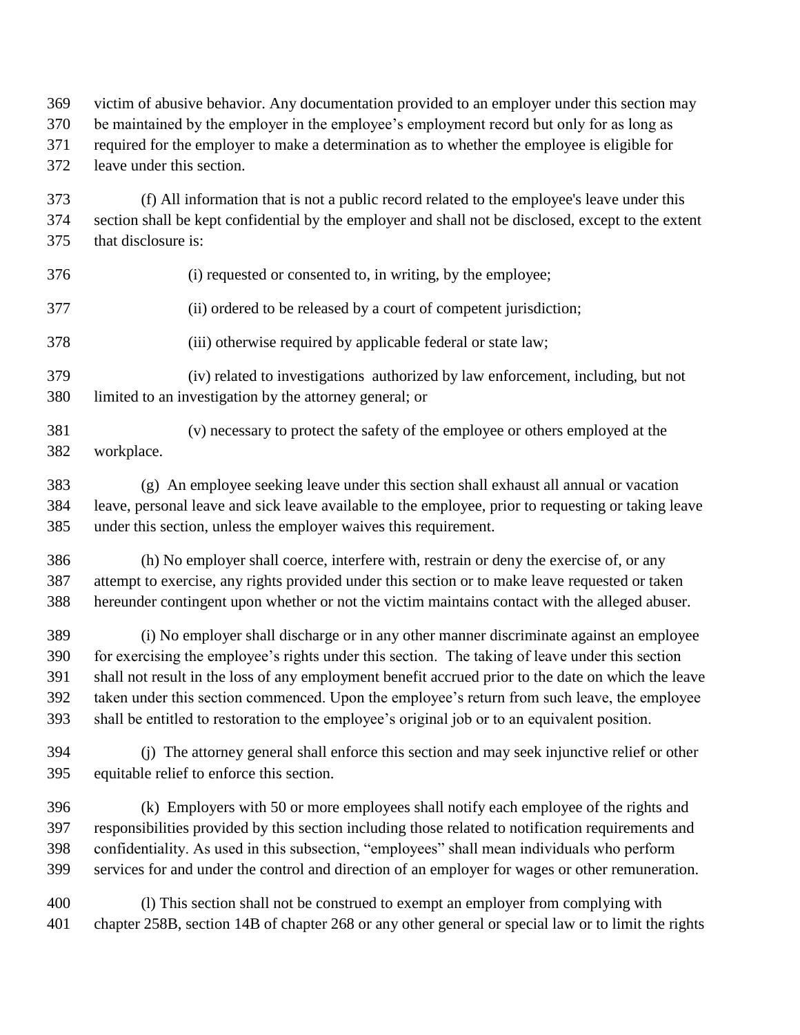victim of abusive behavior. Any documentation provided to an employer under this section may be maintained by the employer in the employee's employment record but only for as long as required for the employer to make a determination as to whether the employee is eligible for leave under this section.

(f) All information that is not a public record related to the employee's leave under this section shall be kept confidential by the employer and shall not be disclosed, except to the extent that disclosure is:

(i) requested or consented to, in writing, by the employee;

(ii) ordered to be released by a court of competent jurisdiction;

(iii) otherwise required by applicable federal or state law;

(iv) related to investigations authorized by law enforcement, including, but not limited to an investigation by the attorney general; or

(v) necessary to protect the safety of the employee or others employed at the workplace.

(g) An employee seeking leave under this section shall exhaust all annual or vacation leave, personal leave and sick leave available to the employee, prior to requesting or taking leave under this section, unless the employer waives this requirement.

(h) No employer shall coerce, interfere with, restrain or deny the exercise of, or any attempt to exercise, any rights provided under this section or to make leave requested or taken hereunder contingent upon whether or not the victim maintains contact with the alleged abuser.

(i) No employer shall discharge or in any other manner discriminate against an employee for exercising the employee's rights under this section. The taking of leave under this section shall not result in the loss of any employment benefit accrued prior to the date on which the leave taken under this section commenced. Upon the employee's return from such leave, the employee shall be entitled to restoration to the employee's original job or to an equivalent position.

(j) The attorney general shall enforce this section and may seek injunctive relief or other equitable relief to enforce this section.

(k) Employers with 50 or more employees shall notify each employee of the rights and responsibilities provided by this section including those related to notification requirements and confidentiality. As used in this subsection, "employees" shall mean individuals who perform services for and under the control and direction of an employer for wages or other remuneration.

(l) This section shall not be construed to exempt an employer from complying with chapter 258B, section 14B of chapter 268 or any other general or special law or to limit the rights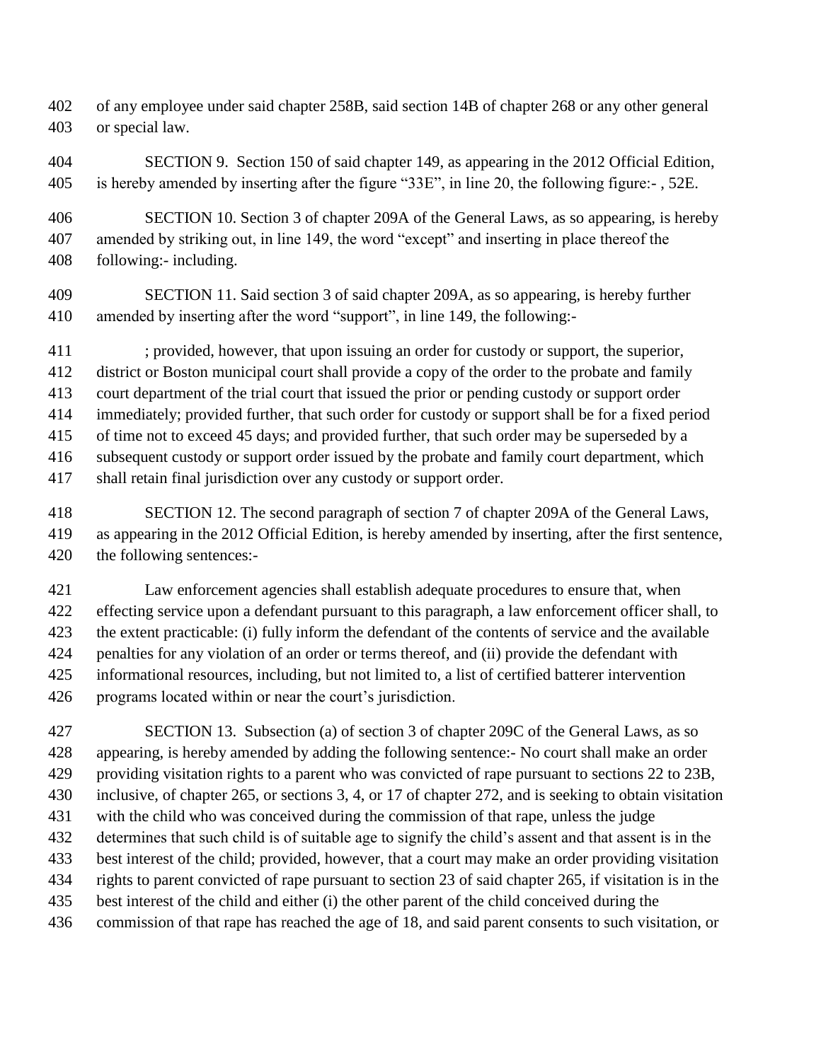of any employee under said chapter 258B, said section 14B of chapter 268 or any other general or special law.

SECTION 9. Section 150 of said chapter 149, as appearing in the 2012 Official Edition, is hereby amended by inserting after the figure "33E", in line 20, the following figure:- , 52E.

SECTION 10. Section 3 of chapter 209A of the General Laws, as so appearing, is hereby amended by striking out, in line 149, the word "except" and inserting in place thereof the following:- including.

SECTION 11. Said section 3 of said chapter 209A, as so appearing, is hereby further amended by inserting after the word "support", in line 149, the following:-

; provided, however, that upon issuing an order for custody or support, the superior, district or Boston municipal court shall provide a copy of the order to the probate and family court department of the trial court that issued the prior or pending custody or support order immediately; provided further, that such order for custody or support shall be for a fixed period of time not to exceed 45 days; and provided further, that such order may be superseded by a subsequent custody or support order issued by the probate and family court department, which shall retain final jurisdiction over any custody or support order.

SECTION 12. The second paragraph of section 7 of chapter 209A of the General Laws, as appearing in the 2012 Official Edition, is hereby amended by inserting, after the first sentence, the following sentences:-

Law enforcement agencies shall establish adequate procedures to ensure that, when effecting service upon a defendant pursuant to this paragraph, a law enforcement officer shall, to the extent practicable: (i) fully inform the defendant of the contents of service and the available penalties for any violation of an order or terms thereof, and (ii) provide the defendant with informational resources, including, but not limited to, a list of certified batterer intervention programs located within or near the court's jurisdiction.

SECTION 13. Subsection (a) of section 3 of chapter 209C of the General Laws, as so appearing, is hereby amended by adding the following sentence:- No court shall make an order providing visitation rights to a parent who was convicted of rape pursuant to sections 22 to 23B, inclusive, of chapter 265, or sections 3, 4, or 17 of chapter 272, and is seeking to obtain visitation with the child who was conceived during the commission of that rape, unless the judge determines that such child is of suitable age to signify the child's assent and that assent is in the best interest of the child; provided, however, that a court may make an order providing visitation rights to parent convicted of rape pursuant to section 23 of said chapter 265, if visitation is in the best interest of the child and either (i) the other parent of the child conceived during the commission of that rape has reached the age of 18, and said parent consents to such visitation, or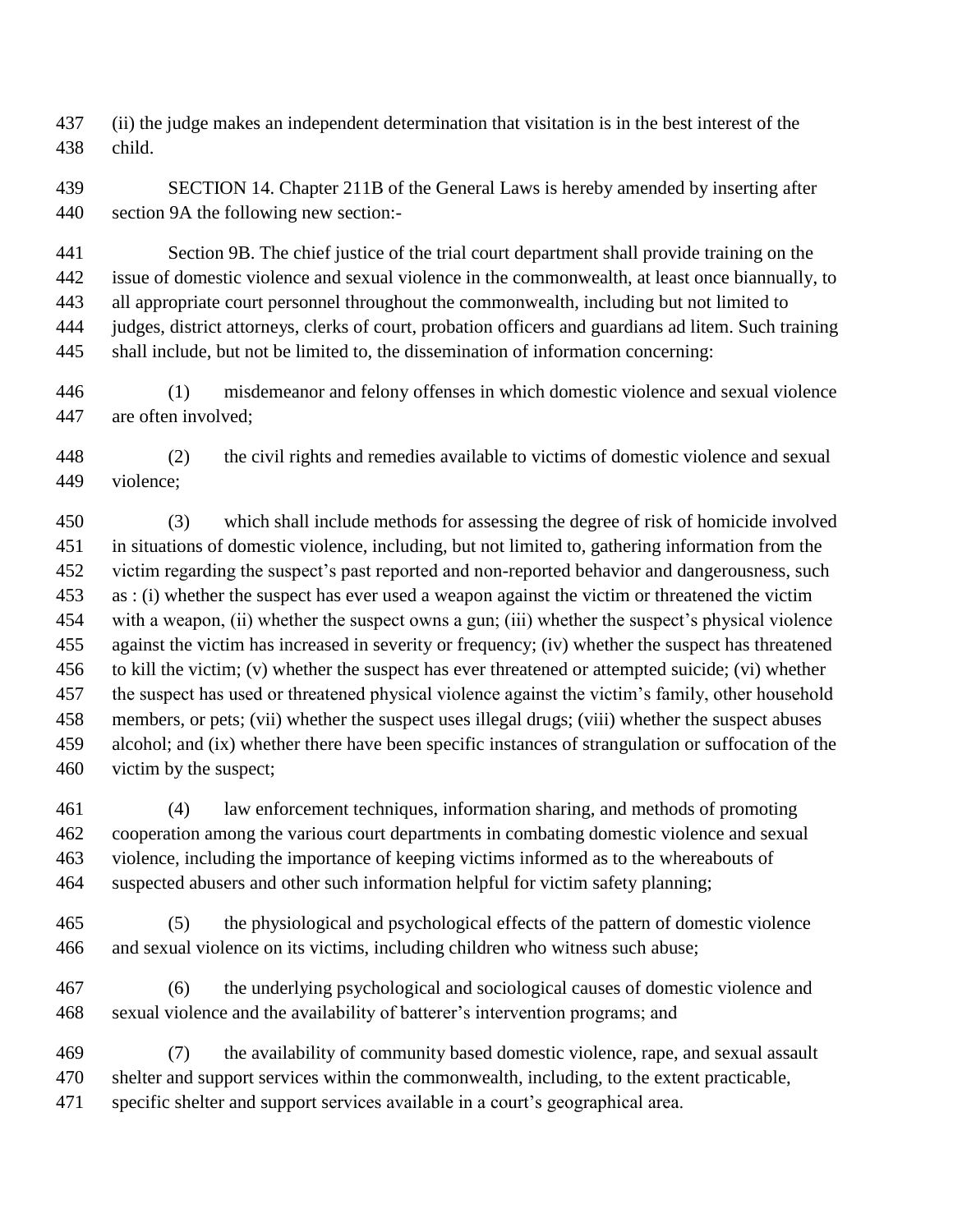(ii) the judge makes an independent determination that visitation is in the best interest of the child.

SECTION 14. Chapter 211B of the General Laws is hereby amended by inserting after section 9A the following new section:-

Section 9B. The chief justice of the trial court department shall provide training on the issue of domestic violence and sexual violence in the commonwealth, at least once biannually, to all appropriate court personnel throughout the commonwealth, including but not limited to judges, district attorneys, clerks of court, probation officers and guardians ad litem. Such training shall include, but not be limited to, the dissemination of information concerning:

(1) misdemeanor and felony offenses in which domestic violence and sexual violence are often involved;

(2) the civil rights and remedies available to victims of domestic violence and sexual violence;

(3) which shall include methods for assessing the degree of risk of homicide involved in situations of domestic violence, including, but not limited to, gathering information from the victim regarding the suspect's past reported and non-reported behavior and dangerousness, such as : (i) whether the suspect has ever used a weapon against the victim or threatened the victim with a weapon, (ii) whether the suspect owns a gun; (iii) whether the suspect's physical violence against the victim has increased in severity or frequency; (iv) whether the suspect has threatened to kill the victim; (v) whether the suspect has ever threatened or attempted suicide; (vi) whether the suspect has used or threatened physical violence against the victim's family, other household members, or pets; (vii) whether the suspect uses illegal drugs; (viii) whether the suspect abuses alcohol; and (ix) whether there have been specific instances of strangulation or suffocation of the victim by the suspect;

(4) law enforcement techniques, information sharing, and methods of promoting cooperation among the various court departments in combating domestic violence and sexual violence, including the importance of keeping victims informed as to the whereabouts of suspected abusers and other such information helpful for victim safety planning;

(5) the physiological and psychological effects of the pattern of domestic violence and sexual violence on its victims, including children who witness such abuse;

(6) the underlying psychological and sociological causes of domestic violence and sexual violence and the availability of batterer's intervention programs; and

(7) the availability of community based domestic violence, rape, and sexual assault shelter and support services within the commonwealth, including, to the extent practicable, specific shelter and support services available in a court's geographical area.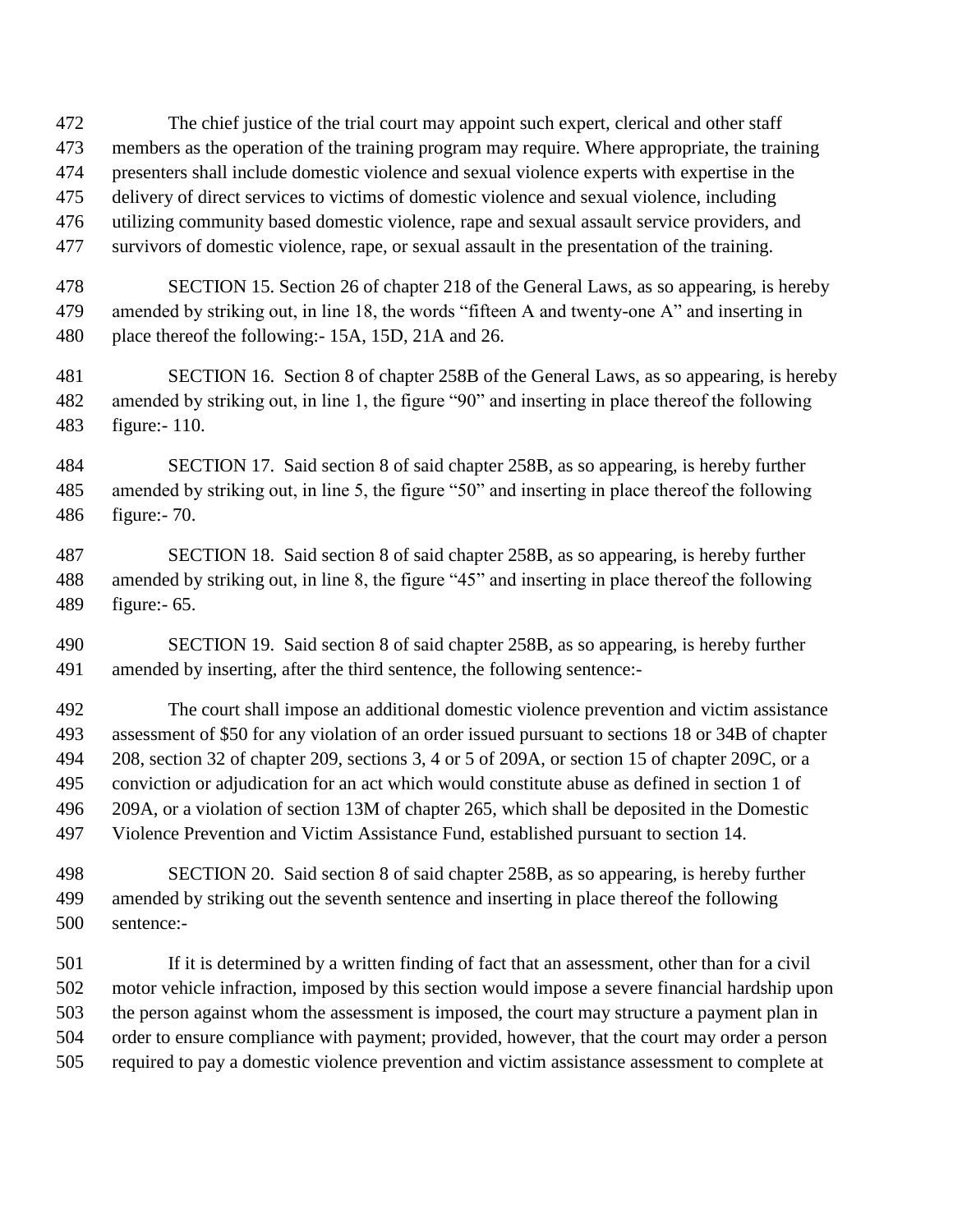The chief justice of the trial court may appoint such expert, clerical and other staff members as the operation of the training program may require. Where appropriate, the training presenters shall include domestic violence and sexual violence experts with expertise in the delivery of direct services to victims of domestic violence and sexual violence, including utilizing community based domestic violence, rape and sexual assault service providers, and survivors of domestic violence, rape, or sexual assault in the presentation of the training.

SECTION 15. Section 26 of chapter 218 of the General Laws, as so appearing, is hereby amended by striking out, in line 18, the words "fifteen A and twenty-one A" and inserting in place thereof the following:- 15A, 15D, 21A and 26.

SECTION 16. Section 8 of chapter 258B of the General Laws, as so appearing, is hereby amended by striking out, in line 1, the figure "90" and inserting in place thereof the following figure:- 110.

SECTION 17. Said section 8 of said chapter 258B, as so appearing, is hereby further amended by striking out, in line 5, the figure "50" and inserting in place thereof the following figure:- 70.

SECTION 18. Said section 8 of said chapter 258B, as so appearing, is hereby further amended by striking out, in line 8, the figure "45" and inserting in place thereof the following figure:- 65.

SECTION 19. Said section 8 of said chapter 258B, as so appearing, is hereby further amended by inserting, after the third sentence, the following sentence:-

The court shall impose an additional domestic violence prevention and victim assistance assessment of $50 for any violation of an order issued pursuant to sections 18 or 34B of chapter 208, section 32 of chapter 209, sections 3, 4 or 5 of 209A, or section 15 of chapter 209C, or a conviction or adjudication for an act which would constitute abuse as defined in section 1 of 209A, or a violation of section 13M of chapter 265, which shall be deposited in the Domestic Violence Prevention and Victim Assistance Fund, established pursuant to section 14.

SECTION 20. Said section 8 of said chapter 258B, as so appearing, is hereby further amended by striking out the seventh sentence and inserting in place thereof the following sentence:-

If it is determined by a written finding of fact that an assessment, other than for a civil motor vehicle infraction, imposed by this section would impose a severe financial hardship upon the person against whom the assessment is imposed, the court may structure a payment plan in order to ensure compliance with payment; provided, however, that the court may order a person required to pay a domestic violence prevention and victim assistance assessment to complete at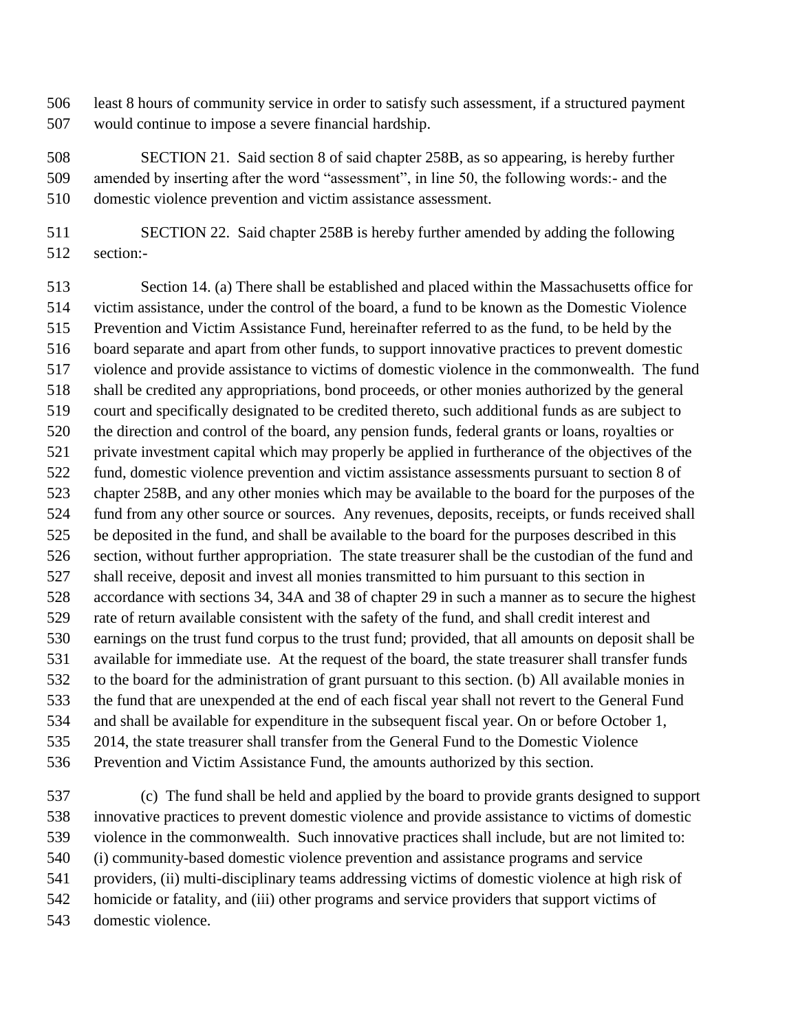least 8 hours of community service in order to satisfy such assessment, if a structured payment would continue to impose a severe financial hardship.

SECTION 21. Said section 8 of said chapter 258B, as so appearing, is hereby further amended by inserting after the word "assessment", in line 50, the following words:- and the domestic violence prevention and victim assistance assessment.

SECTION 22. Said chapter 258B is hereby further amended by adding the following section:-

Section 14. (a) There shall be established and placed within the Massachusetts office for victim assistance, under the control of the board, a fund to be known as the Domestic Violence Prevention and Victim Assistance Fund, hereinafter referred to as the fund, to be held by the board separate and apart from other funds, to support innovative practices to prevent domestic violence and provide assistance to victims of domestic violence in the commonwealth. The fund shall be credited any appropriations, bond proceeds, or other monies authorized by the general court and specifically designated to be credited thereto, such additional funds as are subject to the direction and control of the board, any pension funds, federal grants or loans, royalties or private investment capital which may properly be applied in furtherance of the objectives of the fund, domestic violence prevention and victim assistance assessments pursuant to section 8 of chapter 258B, and any other monies which may be available to the board for the purposes of the fund from any other source or sources. Any revenues, deposits, receipts, or funds received shall be deposited in the fund, and shall be available to the board for the purposes described in this section, without further appropriation. The state treasurer shall be the custodian of the fund and shall receive, deposit and invest all monies transmitted to him pursuant to this section in accordance with sections 34, 34A and 38 of chapter 29 in such a manner as to secure the highest rate of return available consistent with the safety of the fund, and shall credit interest and earnings on the trust fund corpus to the trust fund; provided, that all amounts on deposit shall be available for immediate use. At the request of the board, the state treasurer shall transfer funds to the board for the administration of grant pursuant to this section. (b) All available monies in the fund that are unexpended at the end of each fiscal year shall not revert to the General Fund and shall be available for expenditure in the subsequent fiscal year. On or before October 1, 2014, the state treasurer shall transfer from the General Fund to the Domestic Violence Prevention and Victim Assistance Fund, the amounts authorized by this section.

(c) The fund shall be held and applied by the board to provide grants designed to support innovative practices to prevent domestic violence and provide assistance to victims of domestic violence in the commonwealth. Such innovative practices shall include, but are not limited to: (i) community-based domestic violence prevention and assistance programs and service providers, (ii) multi-disciplinary teams addressing victims of domestic violence at high risk of homicide or fatality, and (iii) other programs and service providers that support victims of domestic violence.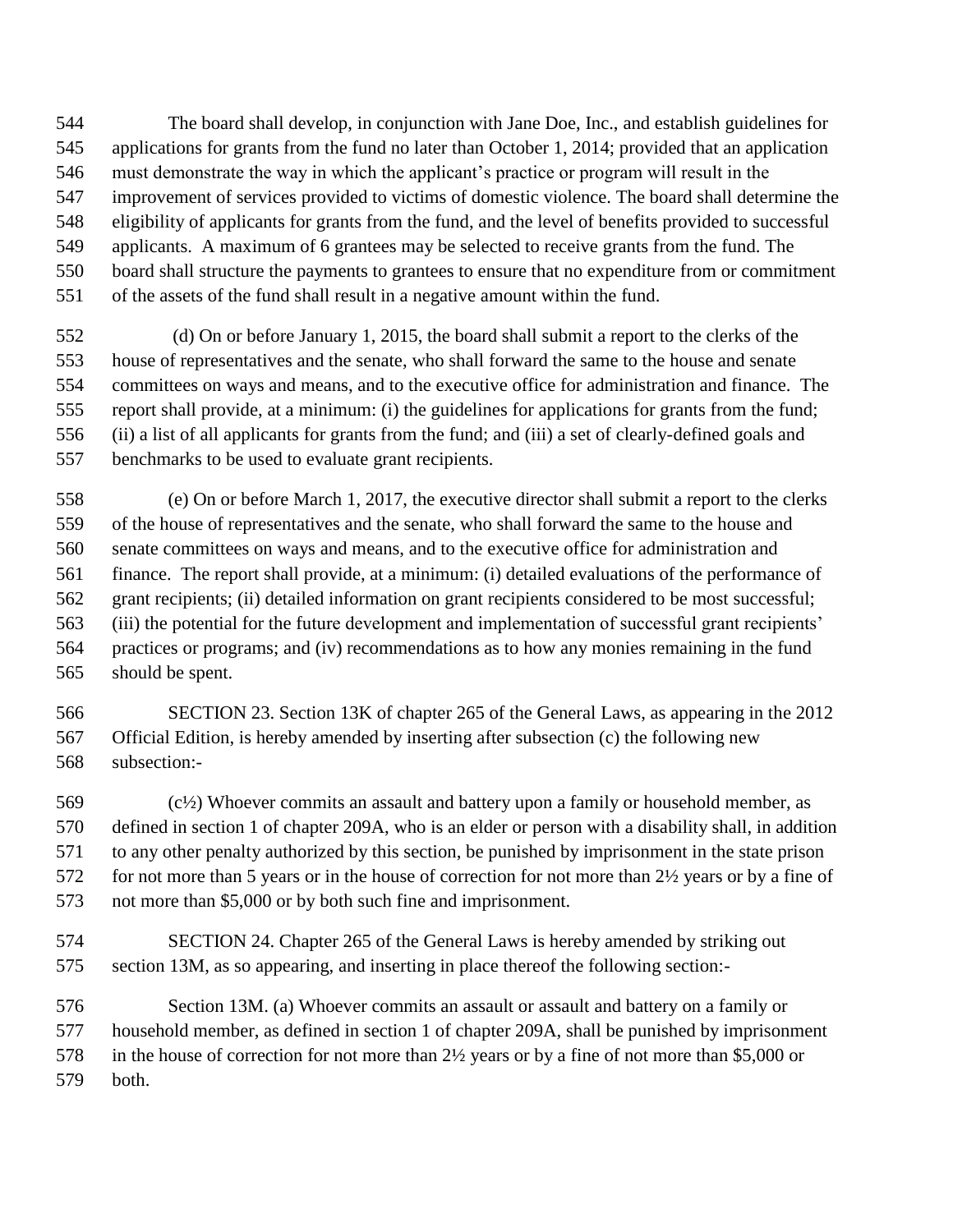The board shall develop, in conjunction with Jane Doe, Inc., and establish guidelines for applications for grants from the fund no later than October 1, 2014; provided that an application must demonstrate the way in which the applicant's practice or program will result in the improvement of services provided to victims of domestic violence. The board shall determine the eligibility of applicants for grants from the fund, and the level of benefits provided to successful applicants. A maximum of 6 grantees may be selected to receive grants from the fund. The board shall structure the payments to grantees to ensure that no expenditure from or commitment of the assets of the fund shall result in a negative amount within the fund.

(d) On or before January 1, 2015, the board shall submit a report to the clerks of the house of representatives and the senate, who shall forward the same to the house and senate committees on ways and means, and to the executive office for administration and finance. The report shall provide, at a minimum: (i) the guidelines for applications for grants from the fund; (ii) a list of all applicants for grants from the fund; and (iii) a set of clearly-defined goals and benchmarks to be used to evaluate grant recipients.

(e) On or before March 1, 2017, the executive director shall submit a report to the clerks of the house of representatives and the senate, who shall forward the same to the house and senate committees on ways and means, and to the executive office for administration and finance. The report shall provide, at a minimum: (i) detailed evaluations of the performance of grant recipients; (ii) detailed information on grant recipients considered to be most successful; (iii) the potential for the future development and implementation of successful grant recipients' practices or programs; and (iv) recommendations as to how any monies remaining in the fund should be spent.

SECTION 23. Section 13K of chapter 265 of the General Laws, as appearing in the 2012 Official Edition, is hereby amended by inserting after subsection (c) the following new subsection:-

(c½) Whoever commits an assault and battery upon a family or household member, as defined in section 1 of chapter 209A, who is an elder or person with a disability shall, in addition to any other penalty authorized by this section, be punished by imprisonment in the state prison for not more than 5 years or in the house of correction for not more than 2½ years or by a fine of not more than $5,000 or by both such fine and imprisonment.

SECTION 24. Chapter 265 of the General Laws is hereby amended by striking out section 13M, as so appearing, and inserting in place thereof the following section:-

Section 13M. (a) Whoever commits an assault or assault and battery on a family or household member, as defined in section 1 of chapter 209A, shall be punished by imprisonment in the house of correction for not more than 2½ years or by a fine of not more than $5,000 or both.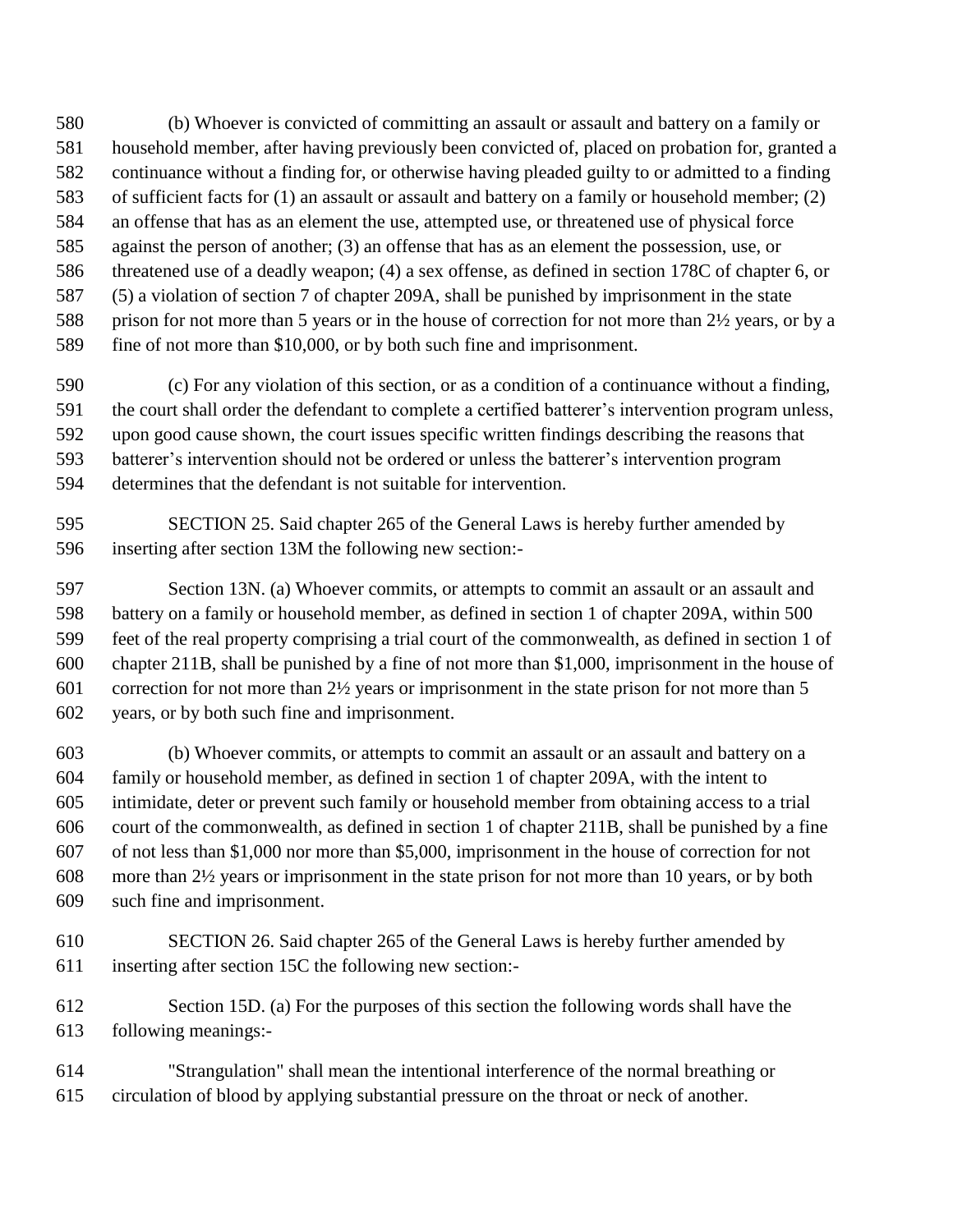(b) Whoever is convicted of committing an assault or assault and battery on a family or household member, after having previously been convicted of, placed on probation for, granted a continuance without a finding for, or otherwise having pleaded guilty to or admitted to a finding of sufficient facts for (1) an assault or assault and battery on a family or household member; (2) an offense that has as an element the use, attempted use, or threatened use of physical force against the person of another; (3) an offense that has as an element the possession, use, or threatened use of a deadly weapon; (4) a sex offense, as defined in section 178C of chapter 6, or (5) a violation of section 7 of chapter 209A, shall be punished by imprisonment in the state prison for not more than 5 years or in the house of correction for not more than 2½ years, or by a fine of not more than $10,000, or by both such fine and imprisonment.

(c) For any violation of this section, or as a condition of a continuance without a finding, the court shall order the defendant to complete a certified batterer's intervention program unless, upon good cause shown, the court issues specific written findings describing the reasons that batterer's intervention should not be ordered or unless the batterer's intervention program determines that the defendant is not suitable for intervention.

SECTION 25. Said chapter 265 of the General Laws is hereby further amended by inserting after section 13M the following new section:-

Section 13N. (a) Whoever commits, or attempts to commit an assault or an assault and battery on a family or household member, as defined in section 1 of chapter 209A, within 500 feet of the real property comprising a trial court of the commonwealth, as defined in section 1 of chapter 211B, shall be punished by a fine of not more than $1,000, imprisonment in the house of correction for not more than 2½ years or imprisonment in the state prison for not more than 5 years, or by both such fine and imprisonment.

(b) Whoever commits, or attempts to commit an assault or an assault and battery on a family or household member, as defined in section 1 of chapter 209A, with the intent to intimidate, deter or prevent such family or household member from obtaining access to a trial court of the commonwealth, as defined in section 1 of chapter 211B, shall be punished by a fine of not less than $1,000 nor more than $5,000, imprisonment in the house of correction for not more than 2½ years or imprisonment in the state prison for not more than 10 years, or by both such fine and imprisonment.

SECTION 26. Said chapter 265 of the General Laws is hereby further amended by inserting after section 15C the following new section:-

Section 15D. (a) For the purposes of this section the following words shall have the following meanings:-

"Strangulation" shall mean the intentional interference of the normal breathing or circulation of blood by applying substantial pressure on the throat or neck of another.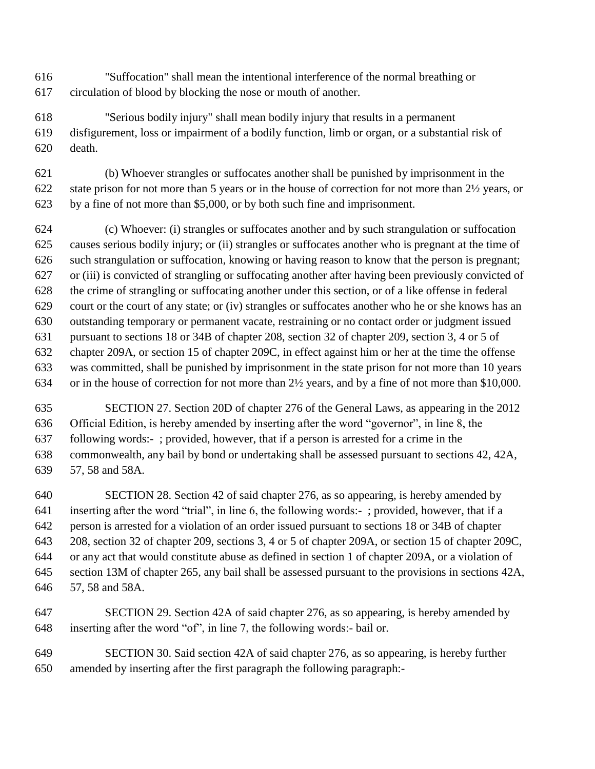"Suffocation" shall mean the intentional interference of the normal breathing or circulation of blood by blocking the nose or mouth of another.

"Serious bodily injury" shall mean bodily injury that results in a permanent disfigurement, loss or impairment of a bodily function, limb or organ, or a substantial risk of death.

(b) Whoever strangles or suffocates another shall be punished by imprisonment in the state prison for not more than 5 years or in the house of correction for not more than 2½ years, or by a fine of not more than $5,000, or by both such fine and imprisonment.

(c) Whoever: (i) strangles or suffocates another and by such strangulation or suffocation causes serious bodily injury; or (ii) strangles or suffocates another who is pregnant at the time of such strangulation or suffocation, knowing or having reason to know that the person is pregnant; or (iii) is convicted of strangling or suffocating another after having been previously convicted of the crime of strangling or suffocating another under this section, or of a like offense in federal court or the court of any state; or (iv) strangles or suffocates another who he or she knows has an outstanding temporary or permanent vacate, restraining or no contact order or judgment issued pursuant to sections 18 or 34B of chapter 208, section 32 of chapter 209, section 3, 4 or 5 of chapter 209A, or section 15 of chapter 209C, in effect against him or her at the time the offense was committed, shall be punished by imprisonment in the state prison for not more than 10 years or in the house of correction for not more than 2½ years, and by a fine of not more than $10,000.

SECTION 27. Section 20D of chapter 276 of the General Laws, as appearing in the 2012 Official Edition, is hereby amended by inserting after the word "governor", in line 8, the following words:- ; provided, however, that if a person is arrested for a crime in the commonwealth, any bail by bond or undertaking shall be assessed pursuant to sections 42, 42A, 57, 58 and 58A.

SECTION 28. Section 42 of said chapter 276, as so appearing, is hereby amended by inserting after the word "trial", in line 6, the following words:- ; provided, however, that if a person is arrested for a violation of an order issued pursuant to sections 18 or 34B of chapter 208, section 32 of chapter 209, sections 3, 4 or 5 of chapter 209A, or section 15 of chapter 209C, or any act that would constitute abuse as defined in section 1 of chapter 209A, or a violation of section 13M of chapter 265, any bail shall be assessed pursuant to the provisions in sections 42A, 57, 58 and 58A.

SECTION 29. Section 42A of said chapter 276, as so appearing, is hereby amended by inserting after the word "of", in line 7, the following words:- bail or.

SECTION 30. Said section 42A of said chapter 276, as so appearing, is hereby further amended by inserting after the first paragraph the following paragraph:-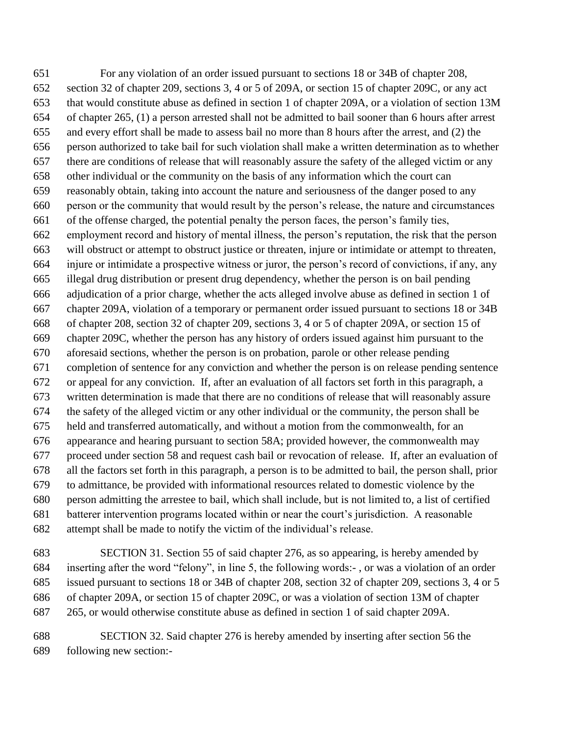For any violation of an order issued pursuant to sections 18 or 34B of chapter 208, section 32 of chapter 209, sections 3, 4 or 5 of 209A, or section 15 of chapter 209C, or any act that would constitute abuse as defined in section 1 of chapter 209A, or a violation of section 13M of chapter 265, (1) a person arrested shall not be admitted to bail sooner than 6 hours after arrest and every effort shall be made to assess bail no more than 8 hours after the arrest, and (2) the person authorized to take bail for such violation shall make a written determination as to whether there are conditions of release that will reasonably assure the safety of the alleged victim or any other individual or the community on the basis of any information which the court can reasonably obtain, taking into account the nature and seriousness of the danger posed to any person or the community that would result by the person's release, the nature and circumstances of the offense charged, the potential penalty the person faces, the person's family ties, employment record and history of mental illness, the person's reputation, the risk that the person will obstruct or attempt to obstruct justice or threaten, injure or intimidate or attempt to threaten, injure or intimidate a prospective witness or juror, the person's record of convictions, if any, any illegal drug distribution or present drug dependency, whether the person is on bail pending adjudication of a prior charge, whether the acts alleged involve abuse as defined in section 1 of chapter 209A, violation of a temporary or permanent order issued pursuant to sections 18 or 34B of chapter 208, section 32 of chapter 209, sections 3, 4 or 5 of chapter 209A, or section 15 of chapter 209C, whether the person has any history of orders issued against him pursuant to the aforesaid sections, whether the person is on probation, parole or other release pending completion of sentence for any conviction and whether the person is on release pending sentence or appeal for any conviction. If, after an evaluation of all factors set forth in this paragraph, a written determination is made that there are no conditions of release that will reasonably assure the safety of the alleged victim or any other individual or the community, the person shall be held and transferred automatically, and without a motion from the commonwealth, for an appearance and hearing pursuant to section 58A; provided however, the commonwealth may proceed under section 58 and request cash bail or revocation of release. If, after an evaluation of all the factors set forth in this paragraph, a person is to be admitted to bail, the person shall, prior to admittance, be provided with informational resources related to domestic violence by the person admitting the arrestee to bail, which shall include, but is not limited to, a list of certified batterer intervention programs located within or near the court's jurisdiction. A reasonable attempt shall be made to notify the victim of the individual's release.

SECTION 31. Section 55 of said chapter 276, as so appearing, is hereby amended by inserting after the word "felony", in line 5, the following words:- , or was a violation of an order issued pursuant to sections 18 or 34B of chapter 208, section 32 of chapter 209, sections 3, 4 or 5 of chapter 209A, or section 15 of chapter 209C, or was a violation of section 13M of chapter 265, or would otherwise constitute abuse as defined in section 1 of said chapter 209A.

SECTION 32. Said chapter 276 is hereby amended by inserting after section 56 the following new section:-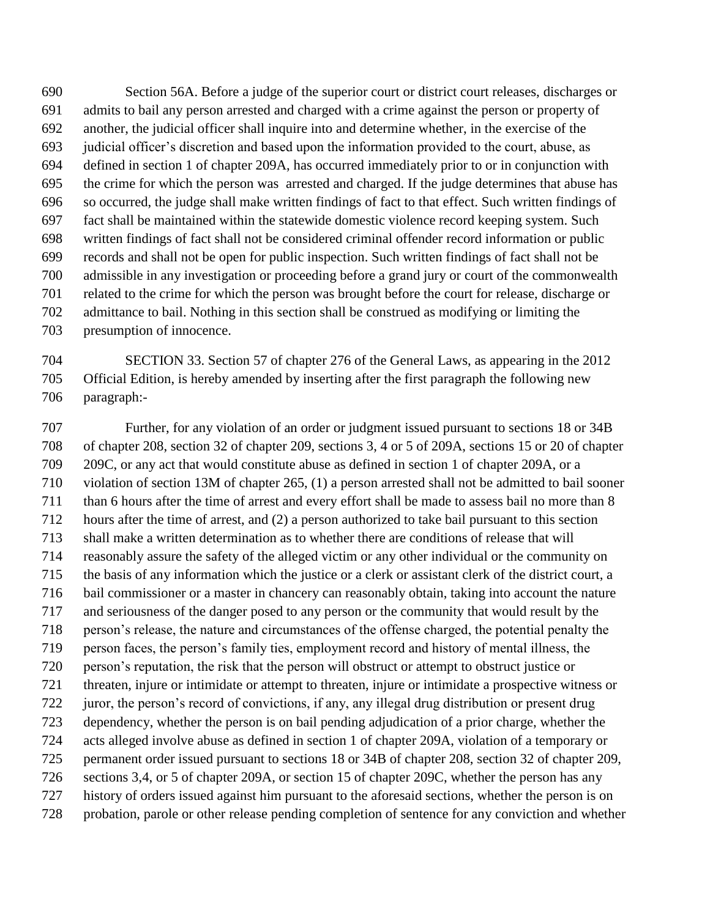Section 56A. Before a judge of the superior court or district court releases, discharges or admits to bail any person arrested and charged with a crime against the person or property of another, the judicial officer shall inquire into and determine whether, in the exercise of the judicial officer's discretion and based upon the information provided to the court, abuse, as defined in section 1 of chapter 209A, has occurred immediately prior to or in conjunction with the crime for which the person was arrested and charged. If the judge determines that abuse has so occurred, the judge shall make written findings of fact to that effect. Such written findings of fact shall be maintained within the statewide domestic violence record keeping system. Such written findings of fact shall not be considered criminal offender record information or public records and shall not be open for public inspection. Such written findings of fact shall not be admissible in any investigation or proceeding before a grand jury or court of the commonwealth related to the crime for which the person was brought before the court for release, discharge or admittance to bail. Nothing in this section shall be construed as modifying or limiting the presumption of innocence.

SECTION 33. Section 57 of chapter 276 of the General Laws, as appearing in the 2012 Official Edition, is hereby amended by inserting after the first paragraph the following new paragraph:-

Further, for any violation of an order or judgment issued pursuant to sections 18 or 34B of chapter 208, section 32 of chapter 209, sections 3, 4 or 5 of 209A, sections 15 or 20 of chapter 209C, or any act that would constitute abuse as defined in section 1 of chapter 209A, or a violation of section 13M of chapter 265, (1) a person arrested shall not be admitted to bail sooner than 6 hours after the time of arrest and every effort shall be made to assess bail no more than 8 hours after the time of arrest, and (2) a person authorized to take bail pursuant to this section shall make a written determination as to whether there are conditions of release that will reasonably assure the safety of the alleged victim or any other individual or the community on the basis of any information which the justice or a clerk or assistant clerk of the district court, a bail commissioner or a master in chancery can reasonably obtain, taking into account the nature and seriousness of the danger posed to any person or the community that would result by the person's release, the nature and circumstances of the offense charged, the potential penalty the person faces, the person's family ties, employment record and history of mental illness, the person's reputation, the risk that the person will obstruct or attempt to obstruct justice or threaten, injure or intimidate or attempt to threaten, injure or intimidate a prospective witness or juror, the person's record of convictions, if any, any illegal drug distribution or present drug dependency, whether the person is on bail pending adjudication of a prior charge, whether the acts alleged involve abuse as defined in section 1 of chapter 209A, violation of a temporary or permanent order issued pursuant to sections 18 or 34B of chapter 208, section 32 of chapter 209, sections 3,4, or 5 of chapter 209A, or section 15 of chapter 209C, whether the person has any history of orders issued against him pursuant to the aforesaid sections, whether the person is on probation, parole or other release pending completion of sentence for any conviction and whether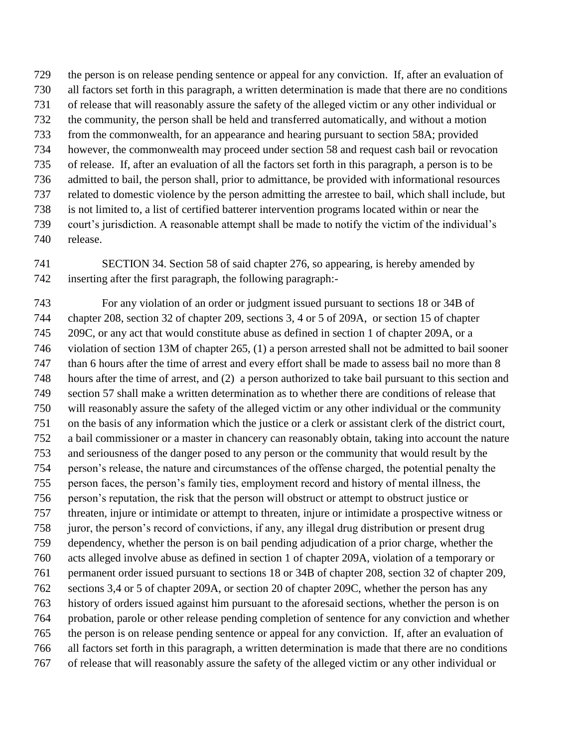the person is on release pending sentence or appeal for any conviction. If, after an evaluation of all factors set forth in this paragraph, a written determination is made that there are no conditions of release that will reasonably assure the safety of the alleged victim or any other individual or the community, the person shall be held and transferred automatically, and without a motion from the commonwealth, for an appearance and hearing pursuant to section 58A; provided however, the commonwealth may proceed under section 58 and request cash bail or revocation of release. If, after an evaluation of all the factors set forth in this paragraph, a person is to be admitted to bail, the person shall, prior to admittance, be provided with informational resources related to domestic violence by the person admitting the arrestee to bail, which shall include, but is not limited to, a list of certified batterer intervention programs located within or near the court's jurisdiction. A reasonable attempt shall be made to notify the victim of the individual's release.

SECTION 34. Section 58 of said chapter 276, so appearing, is hereby amended by inserting after the first paragraph, the following paragraph:-

For any violation of an order or judgment issued pursuant to sections 18 or 34B of chapter 208, section 32 of chapter 209, sections 3, 4 or 5 of 209A, or section 15 of chapter 209C, or any act that would constitute abuse as defined in section 1 of chapter 209A, or a violation of section 13M of chapter 265, (1) a person arrested shall not be admitted to bail sooner than 6 hours after the time of arrest and every effort shall be made to assess bail no more than 8 hours after the time of arrest, and (2) a person authorized to take bail pursuant to this section and section 57 shall make a written determination as to whether there are conditions of release that will reasonably assure the safety of the alleged victim or any other individual or the community on the basis of any information which the justice or a clerk or assistant clerk of the district court, a bail commissioner or a master in chancery can reasonably obtain, taking into account the nature and seriousness of the danger posed to any person or the community that would result by the person's release, the nature and circumstances of the offense charged, the potential penalty the person faces, the person's family ties, employment record and history of mental illness, the person's reputation, the risk that the person will obstruct or attempt to obstruct justice or threaten, injure or intimidate or attempt to threaten, injure or intimidate a prospective witness or juror, the person's record of convictions, if any, any illegal drug distribution or present drug dependency, whether the person is on bail pending adjudication of a prior charge, whether the acts alleged involve abuse as defined in section 1 of chapter 209A, violation of a temporary or permanent order issued pursuant to sections 18 or 34B of chapter 208, section 32 of chapter 209, sections 3,4 or 5 of chapter 209A, or section 20 of chapter 209C, whether the person has any history of orders issued against him pursuant to the aforesaid sections, whether the person is on probation, parole or other release pending completion of sentence for any conviction and whether the person is on release pending sentence or appeal for any conviction. If, after an evaluation of all factors set forth in this paragraph, a written determination is made that there are no conditions of release that will reasonably assure the safety of the alleged victim or any other individual or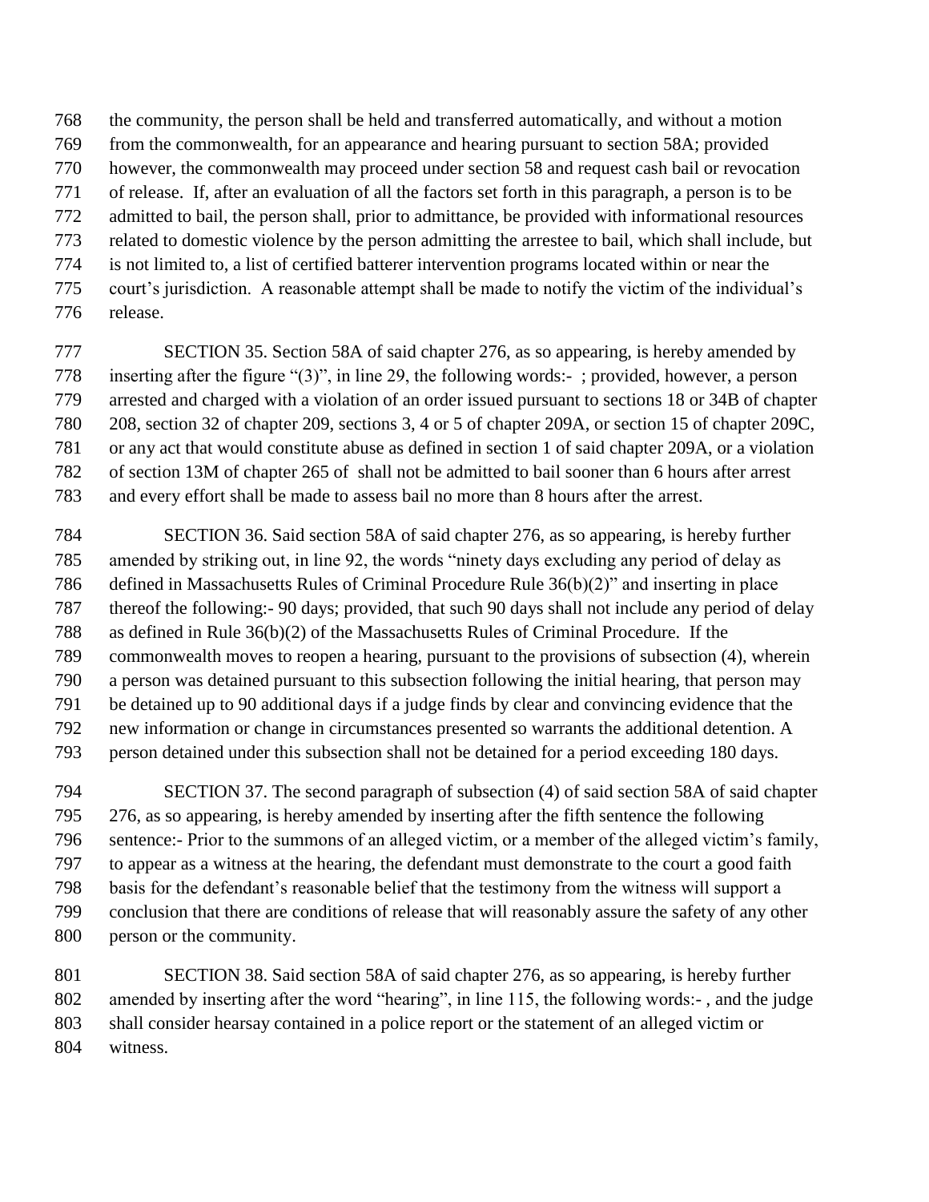the community, the person shall be held and transferred automatically, and without a motion from the commonwealth, for an appearance and hearing pursuant to section 58A; provided however, the commonwealth may proceed under section 58 and request cash bail or revocation of release. If, after an evaluation of all the factors set forth in this paragraph, a person is to be admitted to bail, the person shall, prior to admittance, be provided with informational resources related to domestic violence by the person admitting the arrestee to bail, which shall include, but is not limited to, a list of certified batterer intervention programs located within or near the court's jurisdiction. A reasonable attempt shall be made to notify the victim of the individual's release.

SECTION 35. Section 58A of said chapter 276, as so appearing, is hereby amended by inserting after the figure "(3)", in line 29, the following words:- ; provided, however, a person arrested and charged with a violation of an order issued pursuant to sections 18 or 34B of chapter 208, section 32 of chapter 209, sections 3, 4 or 5 of chapter 209A, or section 15 of chapter 209C, or any act that would constitute abuse as defined in section 1 of said chapter 209A, or a violation of section 13M of chapter 265 of shall not be admitted to bail sooner than 6 hours after arrest and every effort shall be made to assess bail no more than 8 hours after the arrest.

SECTION 36. Said section 58A of said chapter 276, as so appearing, is hereby further amended by striking out, in line 92, the words "ninety days excluding any period of delay as defined in Massachusetts Rules of Criminal Procedure Rule 36(b)(2)" and inserting in place thereof the following:- 90 days; provided, that such 90 days shall not include any period of delay as defined in Rule 36(b)(2) of the Massachusetts Rules of Criminal Procedure. If the commonwealth moves to reopen a hearing, pursuant to the provisions of subsection (4), wherein a person was detained pursuant to this subsection following the initial hearing, that person may be detained up to 90 additional days if a judge finds by clear and convincing evidence that the new information or change in circumstances presented so warrants the additional detention. A person detained under this subsection shall not be detained for a period exceeding 180 days.

SECTION 37. The second paragraph of subsection (4) of said section 58A of said chapter 276, as so appearing, is hereby amended by inserting after the fifth sentence the following sentence:- Prior to the summons of an alleged victim, or a member of the alleged victim's family, to appear as a witness at the hearing, the defendant must demonstrate to the court a good faith basis for the defendant's reasonable belief that the testimony from the witness will support a conclusion that there are conditions of release that will reasonably assure the safety of any other person or the community.

SECTION 38. Said section 58A of said chapter 276, as so appearing, is hereby further amended by inserting after the word "hearing", in line 115, the following words:- , and the judge shall consider hearsay contained in a police report or the statement of an alleged victim or witness.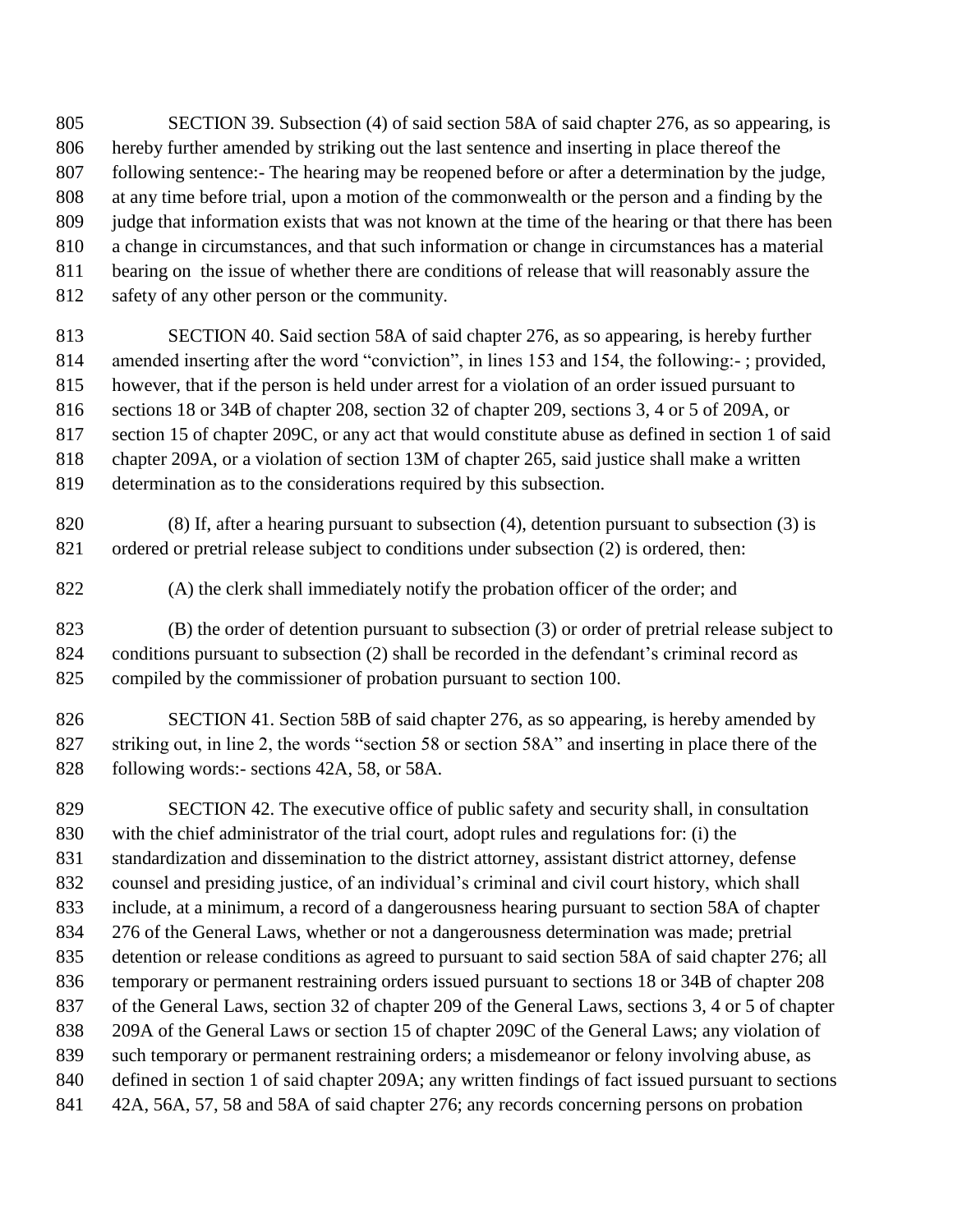SECTION 39. Subsection (4) of said section 58A of said chapter 276, as so appearing, is hereby further amended by striking out the last sentence and inserting in place thereof the following sentence:- The hearing may be reopened before or after a determination by the judge, at any time before trial, upon a motion of the commonwealth or the person and a finding by the judge that information exists that was not known at the time of the hearing or that there has been a change in circumstances, and that such information or change in circumstances has a material bearing on the issue of whether there are conditions of release that will reasonably assure the safety of any other person or the community.

SECTION 40. Said section 58A of said chapter 276, as so appearing, is hereby further amended inserting after the word "conviction", in lines 153 and 154, the following:- ; provided, however, that if the person is held under arrest for a violation of an order issued pursuant to sections 18 or 34B of chapter 208, section 32 of chapter 209, sections 3, 4 or 5 of 209A, or section 15 of chapter 209C, or any act that would constitute abuse as defined in section 1 of said chapter 209A, or a violation of section 13M of chapter 265, said justice shall make a written determination as to the considerations required by this subsection.

(8) If, after a hearing pursuant to subsection (4), detention pursuant to subsection (3) is ordered or pretrial release subject to conditions under subsection (2) is ordered, then:

(A) the clerk shall immediately notify the probation officer of the order; and

(B) the order of detention pursuant to subsection (3) or order of pretrial release subject to conditions pursuant to subsection (2) shall be recorded in the defendant's criminal record as compiled by the commissioner of probation pursuant to section 100.

SECTION 41. Section 58B of said chapter 276, as so appearing, is hereby amended by striking out, in line 2, the words "section 58 or section 58A" and inserting in place there of the following words:- sections 42A, 58, or 58A.

SECTION 42. The executive office of public safety and security shall, in consultation with the chief administrator of the trial court, adopt rules and regulations for: (i) the standardization and dissemination to the district attorney, assistant district attorney, defense counsel and presiding justice, of an individual's criminal and civil court history, which shall include, at a minimum, a record of a dangerousness hearing pursuant to section 58A of chapter 276 of the General Laws, whether or not a dangerousness determination was made; pretrial detention or release conditions as agreed to pursuant to said section 58A of said chapter 276; all temporary or permanent restraining orders issued pursuant to sections 18 or 34B of chapter 208 of the General Laws, section 32 of chapter 209 of the General Laws, sections 3, 4 or 5 of chapter 209A of the General Laws or section 15 of chapter 209C of the General Laws; any violation of such temporary or permanent restraining orders; a misdemeanor or felony involving abuse, as defined in section 1 of said chapter 209A; any written findings of fact issued pursuant to sections 42A, 56A, 57, 58 and 58A of said chapter 276; any records concerning persons on probation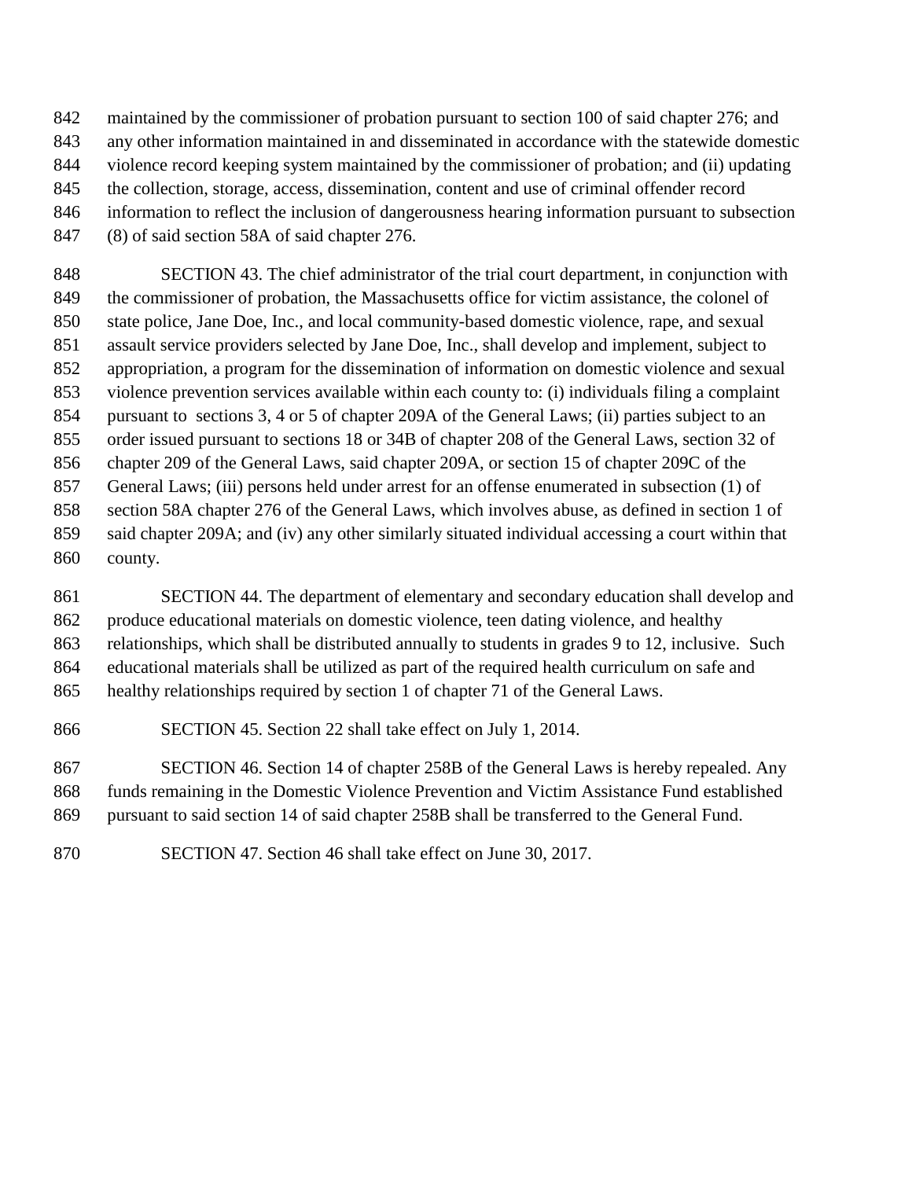maintained by the commissioner of probation pursuant to section 100 of said chapter 276; and any other information maintained in and disseminated in accordance with the statewide domestic violence record keeping system maintained by the commissioner of probation; and (ii) updating the collection, storage, access, dissemination, content and use of criminal offender record information to reflect the inclusion of dangerousness hearing information pursuant to subsection (8) of said section 58A of said chapter 276.

SECTION 43. The chief administrator of the trial court department, in conjunction with the commissioner of probation, the Massachusetts office for victim assistance, the colonel of state police, Jane Doe, Inc., and local community-based domestic violence, rape, and sexual assault service providers selected by Jane Doe, Inc., shall develop and implement, subject to appropriation, a program for the dissemination of information on domestic violence and sexual violence prevention services available within each county to: (i) individuals filing a complaint pursuant to sections 3, 4 or 5 of chapter 209A of the General Laws; (ii) parties subject to an order issued pursuant to sections 18 or 34B of chapter 208 of the General Laws, section 32 of chapter 209 of the General Laws, said chapter 209A, or section 15 of chapter 209C of the General Laws; (iii) persons held under arrest for an offense enumerated in subsection (1) of section 58A chapter 276 of the General Laws, which involves abuse, as defined in section 1 of said chapter 209A; and (iv) any other similarly situated individual accessing a court within that county.

SECTION 44. The department of elementary and secondary education shall develop and produce educational materials on domestic violence, teen dating violence, and healthy relationships, which shall be distributed annually to students in grades 9 to 12, inclusive. Such educational materials shall be utilized as part of the required health curriculum on safe and healthy relationships required by section 1 of chapter 71 of the General Laws.

SECTION 45. Section 22 shall take effect on July 1, 2014.

SECTION 46. Section 14 of chapter 258B of the General Laws is hereby repealed. Any funds remaining in the Domestic Violence Prevention and Victim Assistance Fund established pursuant to said section 14 of said chapter 258B shall be transferred to the General Fund.

SECTION 47. Section 46 shall take effect on June 30, 2017.